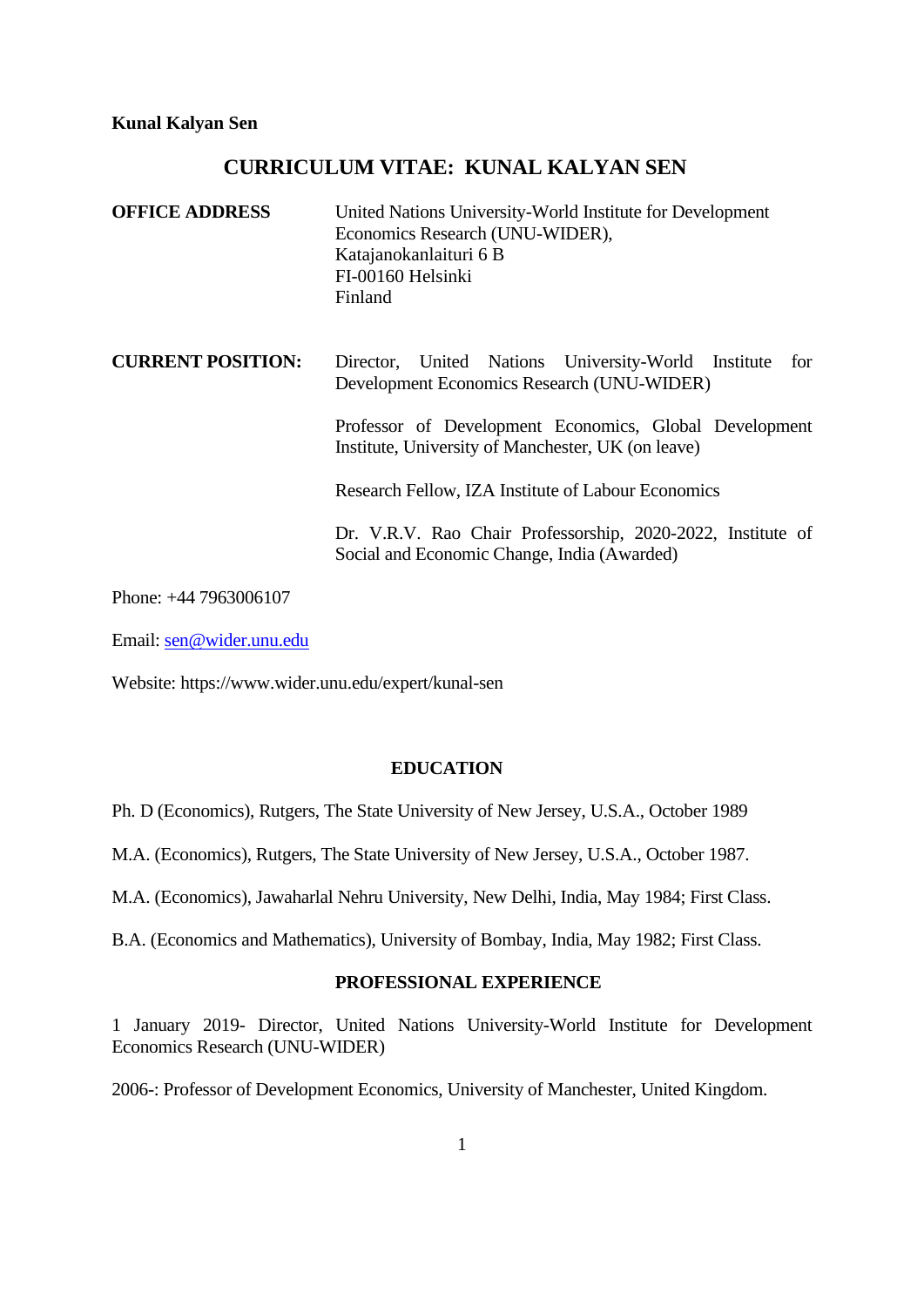**Kunal Kalyan Sen**

# CURRICULUM VITAE: KUNAL KALYAN SEN

**OFFICE ADDRESS**

United Nations University-World Institute for Development Economics Research (UNU-WIDER),
Katajanokanlaituri 6 B
FI-00160 Helsinki
Finland

**CURRENT POSITION:**

Director, United Nations University-World Institute for Development Economics Research (UNU-WIDER)

Professor of Development Economics, Global Development Institute, University of Manchester, UK (on leave)

Research Fellow, IZA Institute of Labour Economics

Dr. V.R.V. Rao Chair Professorship, 2020-2022, Institute of Social and Economic Change, India (Awarded)

Phone: +44 7963006107

Email: [sen@wider.unu.edu](mailto:sen@wider.unu.edu)

Website: https://www.wider.unu.edu/expert/kunal-sen

## EDUCATION

Ph. D (Economics), Rutgers, The State University of New Jersey, U.S.A., October 1989

M.A. (Economics), Rutgers, The State University of New Jersey, U.S.A., October 1987.

M.A. (Economics), Jawaharlal Nehru University, New Delhi, India, May 1984; First Class.

B.A. (Economics and Mathematics), University of Bombay, India, May 1982; First Class.

## PROFESSIONAL EXPERIENCE

1 January 2019- Director, United Nations University-World Institute for Development Economics Research (UNU-WIDER)

2006-: Professor of Development Economics, University of Manchester, United Kingdom.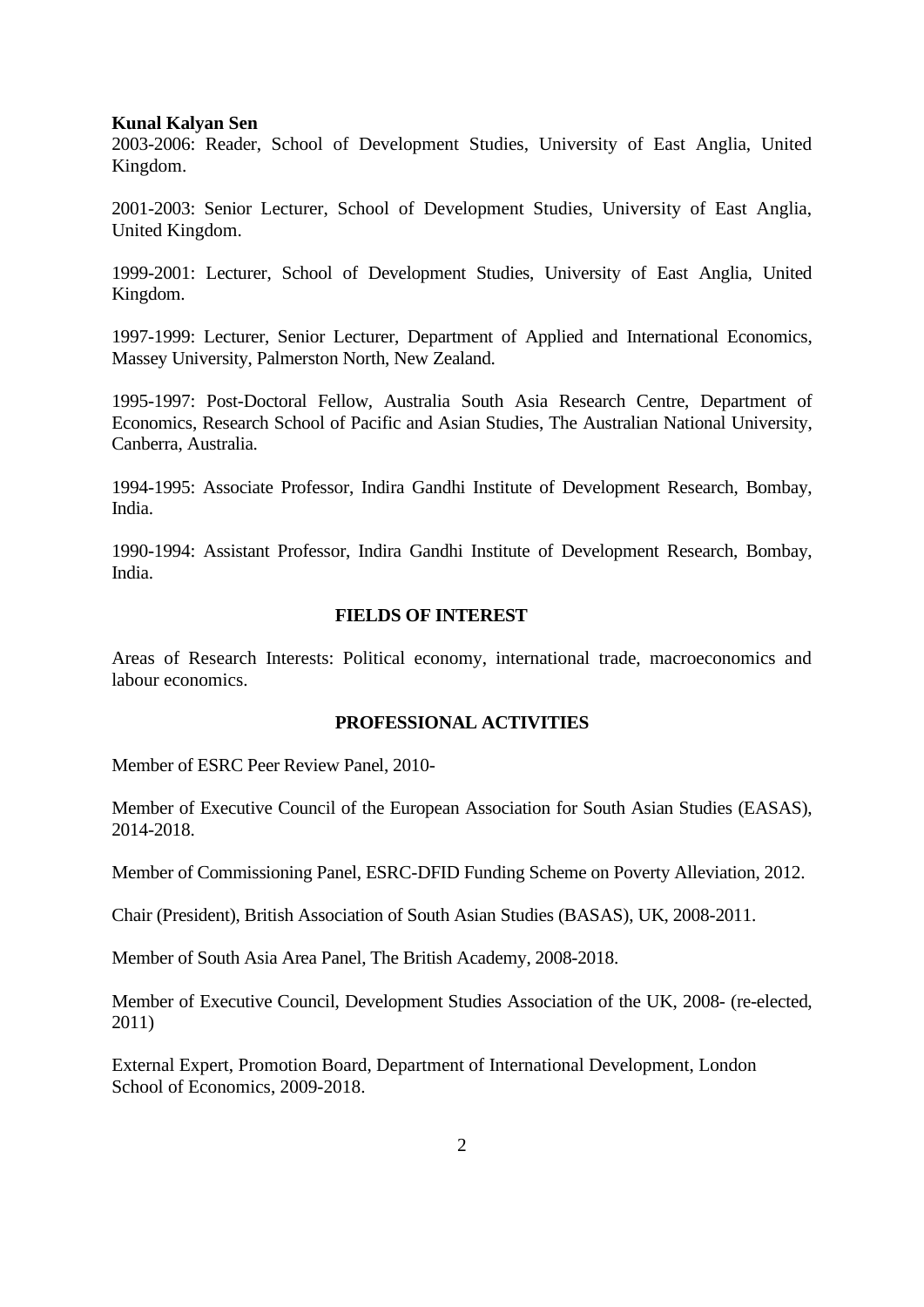**Kunal Kalyan Sen**

2003-2006: Reader, School of Development Studies, University of East Anglia, United Kingdom.

2001-2003: Senior Lecturer, School of Development Studies, University of East Anglia, United Kingdom.

1999-2001: Lecturer, School of Development Studies, University of East Anglia, United Kingdom.

1997-1999: Lecturer, Senior Lecturer, Department of Applied and International Economics, Massey University, Palmerston North, New Zealand.

1995-1997: Post-Doctoral Fellow, Australia South Asia Research Centre, Department of Economics, Research School of Pacific and Asian Studies, The Australian National University, Canberra, Australia.

1994-1995: Associate Professor, Indira Gandhi Institute of Development Research, Bombay, India.

1990-1994: Assistant Professor, Indira Gandhi Institute of Development Research, Bombay, India.

## FIELDS OF INTEREST

Areas of Research Interests: Political economy, international trade, macroeconomics and labour economics.

## PROFESSIONAL ACTIVITIES

Member of ESRC Peer Review Panel, 2010-

Member of Executive Council of the European Association for South Asian Studies (EASAS), 2014-2018.

Member of Commissioning Panel, ESRC-DFID Funding Scheme on Poverty Alleviation, 2012.

Chair (President), British Association of South Asian Studies (BASAS), UK, 2008-2011.

Member of South Asia Area Panel, The British Academy, 2008-2018.

Member of Executive Council, Development Studies Association of the UK, 2008- (re-elected, 2011)

External Expert, Promotion Board, Department of International Development, London School of Economics, 2009-2018.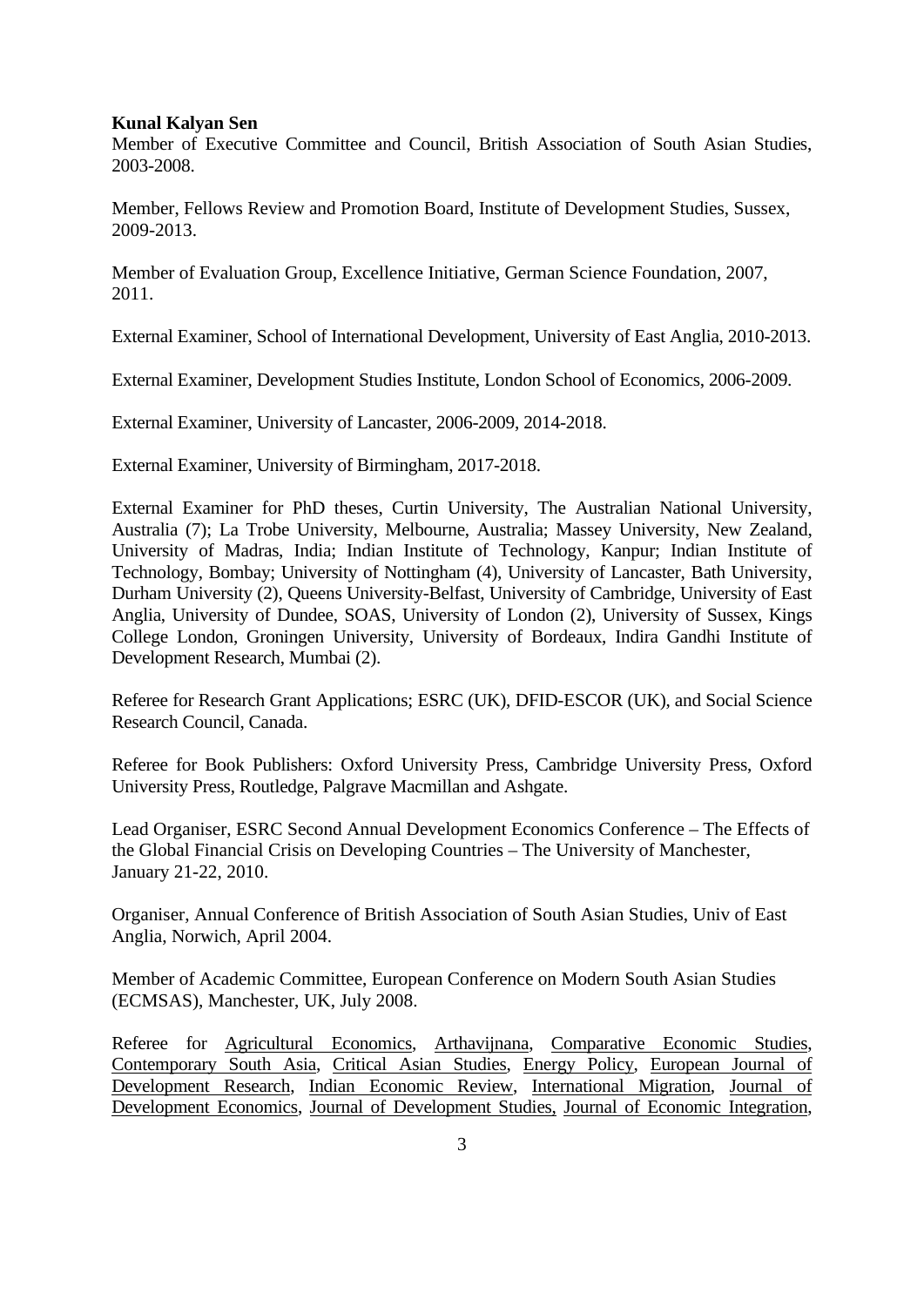**Kunal Kalyan Sen**

Member of Executive Committee and Council, British Association of South Asian Studies, 2003-2008.

Member, Fellows Review and Promotion Board, Institute of Development Studies, Sussex, 2009-2013.

Member of Evaluation Group, Excellence Initiative, German Science Foundation, 2007, 2011.

External Examiner, School of International Development, University of East Anglia, 2010-2013.

External Examiner, Development Studies Institute, London School of Economics, 2006-2009.

External Examiner, University of Lancaster, 2006-2009, 2014-2018.

External Examiner, University of Birmingham, 2017-2018.

External Examiner for PhD theses, Curtin University, The Australian National University, Australia (7); La Trobe University, Melbourne, Australia; Massey University, New Zealand, University of Madras, India; Indian Institute of Technology, Kanpur; Indian Institute of Technology, Bombay; University of Nottingham (4), University of Lancaster, Bath University, Durham University (2), Queens University-Belfast, University of Cambridge, University of East Anglia, University of Dundee, SOAS, University of London (2), University of Sussex, Kings College London, Groningen University, University of Bordeaux, Indira Gandhi Institute of Development Research, Mumbai (2).

Referee for Research Grant Applications; ESRC (UK), DFID-ESCOR (UK), and Social Science Research Council, Canada.

Referee for Book Publishers: Oxford University Press, Cambridge University Press, Oxford University Press, Routledge, Palgrave Macmillan and Ashgate.

Lead Organiser, ESRC Second Annual Development Economics Conference – The Effects of the Global Financial Crisis on Developing Countries – The University of Manchester, January 21-22, 2010.

Organiser, Annual Conference of British Association of South Asian Studies, Univ of East Anglia, Norwich, April 2004.

Member of Academic Committee, European Conference on Modern South Asian Studies (ECMSAS), Manchester, UK, July 2008.

Referee for Agricultural Economics, Arthavijnana, Comparative Economic Studies, Contemporary South Asia, Critical Asian Studies, Energy Policy, European Journal of Development Research, Indian Economic Review, International Migration, Journal of Development Economics, Journal of Development Studies, Journal of Economic Integration,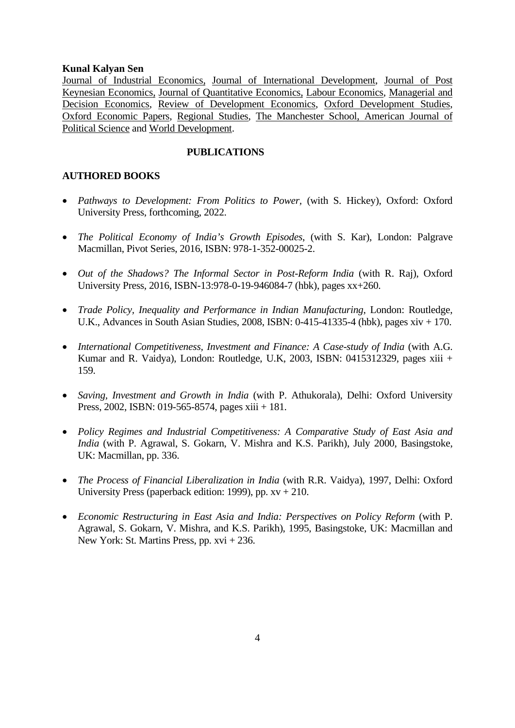**Kunal Kalyan Sen**

Journal of Industrial Economics, Journal of International Development, Journal of Post Keynesian Economics, Journal of Quantitative Economics, Labour Economics, Managerial and Decision Economics, Review of Development Economics, Oxford Development Studies, Oxford Economic Papers, Regional Studies, The Manchester School, American Journal of Political Science and World Development.

## PUBLICATIONS

### AUTHORED BOOKS

- *Pathways to Development: From Politics to Power*, (with S. Hickey), Oxford: Oxford University Press, forthcoming, 2022.
- *The Political Economy of India's Growth Episodes*, (with S. Kar), London: Palgrave Macmillan, Pivot Series, 2016, ISBN: 978-1-352-00025-2.
- *Out of the Shadows? The Informal Sector in Post-Reform India* (with R. Raj), Oxford University Press, 2016, ISBN-13:978-0-19-946084-7 (hbk), pages xx+260.
- *Trade Policy, Inequality and Performance in Indian Manufacturing*, London: Routledge, U.K., Advances in South Asian Studies, 2008, ISBN: 0-415-41335-4 (hbk), pages xiv + 170.
- *International Competitiveness, Investment and Finance: A Case-study of India* (with A.G. Kumar and R. Vaidya), London: Routledge, U.K, 2003, ISBN: 0415312329, pages xiii + 159.
- *Saving, Investment and Growth in India* (with P. Athukorala), Delhi: Oxford University Press, 2002, ISBN: 019-565-8574, pages xiii + 181.
- *Policy Regimes and Industrial Competitiveness: A Comparative Study of East Asia and India* (with P. Agrawal, S. Gokarn, V. Mishra and K.S. Parikh), July 2000, Basingstoke, UK: Macmillan, pp. 336.
- *The Process of Financial Liberalization in India* (with R.R. Vaidya), 1997, Delhi: Oxford University Press (paperback edition: 1999), pp. xv + 210.
- *Economic Restructuring in East Asia and India: Perspectives on Policy Reform* (with P. Agrawal, S. Gokarn, V. Mishra, and K.S. Parikh), 1995, Basingstoke, UK: Macmillan and New York: St. Martins Press, pp. xvi + 236.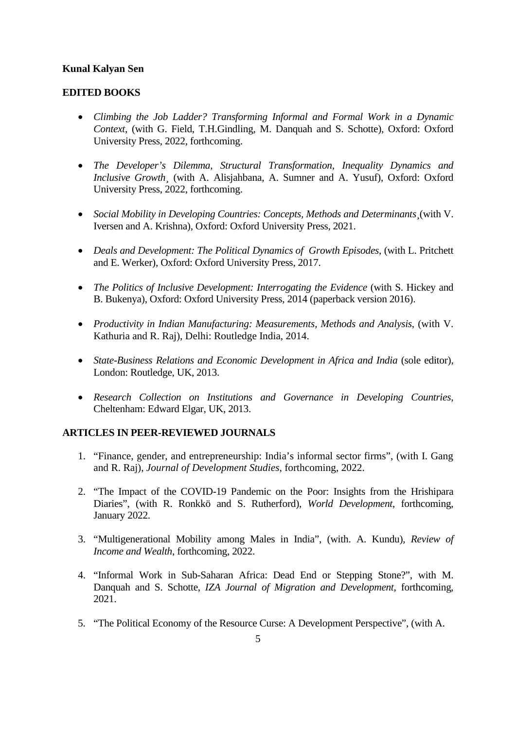**Kunal Kalyan Sen**

**EDITED BOOKS**

- *Climbing the Job Ladder? Transforming Informal and Formal Work in a Dynamic Context*, (with G. Field, T.H.Gindling, M. Danquah and S. Schotte), Oxford: Oxford University Press, 2022, forthcoming.

- *The Developer's Dilemma, Structural Transformation, Inequality Dynamics and Inclusive Growth*¸ (with A. Alisjahbana, A. Sumner and A. Yusuf), Oxford: Oxford University Press, 2022, forthcoming.

- *Social Mobility in Developing Countries: Concepts, Methods and Determinants*¸(with V. Iversen and A. Krishna), Oxford: Oxford University Press, 2021.

- *Deals and Development: The Political Dynamics of Growth Episodes*, (with L. Pritchett and E. Werker), Oxford: Oxford University Press, 2017.

- *The Politics of Inclusive Development: Interrogating the Evidence* (with S. Hickey and B. Bukenya), Oxford: Oxford University Press, 2014 (paperback version 2016).

- *Productivity in Indian Manufacturing: Measurements, Methods and Analysis*, (with V. Kathuria and R. Raj), Delhi: Routledge India, 2014.

- *State-Business Relations and Economic Development in Africa and India* (sole editor), London: Routledge, UK, 2013.

- *Research Collection on Institutions and Governance in Developing Countries*, Cheltenham: Edward Elgar, UK, 2013.

**ARTICLES IN PEER-REVIEWED JOURNALS**

1. "Finance, gender, and entrepreneurship: India's informal sector firms", (with I. Gang and R. Raj), *Journal of Development Studies*, forthcoming, 2022.

2. "The Impact of the COVID-19 Pandemic on the Poor: Insights from the Hrishipara Diaries", (with R. Ronkkö and S. Rutherford), *World Development*, forthcoming, January 2022.

3. "Multigenerational Mobility among Males in India", (with. A. Kundu), *Review of Income and Wealth*, forthcoming, 2022.

4. "Informal Work in Sub-Saharan Africa: Dead End or Stepping Stone?", with M. Danquah and S. Schotte, *IZA Journal of Migration and Development*, forthcoming, 2021.

5. "The Political Economy of the Resource Curse: A Development Perspective", (with A.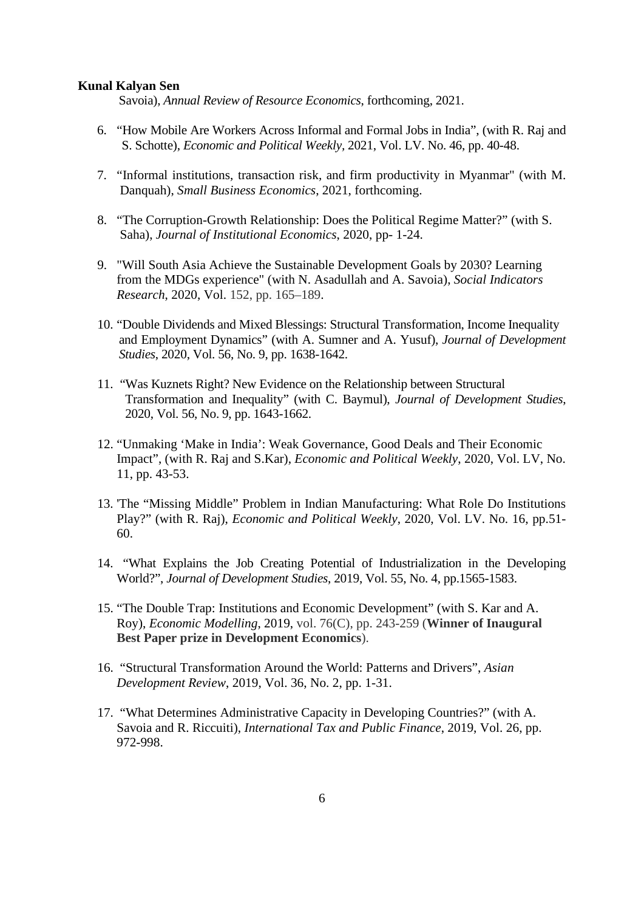Savoia), *Annual Review of Resource Economics*, forthcoming, 2021.

6. "How Mobile Are Workers Across Informal and Formal Jobs in India", (with R. Raj and S. Schotte), *Economic and Political Weekly*, 2021, Vol. LV. No. 46, pp. 40-48.

7. "Informal institutions, transaction risk, and firm productivity in Myanmar" (with M. Danquah), *Small Business Economics*, 2021, forthcoming.

8. "The Corruption-Growth Relationship: Does the Political Regime Matter?" (with S. Saha), *Journal of Institutional Economics*, 2020, pp- 1-24.

9. "Will South Asia Achieve the Sustainable Development Goals by 2030? Learning from the MDGs experience" (with N. Asadullah and A. Savoia), *Social Indicators Research*, 2020, Vol. 152, pp. 165–189.

10. "Double Dividends and Mixed Blessings: Structural Transformation, Income Inequality and Employment Dynamics" (with A. Sumner and A. Yusuf), *Journal of Development Studies*, 2020, Vol. 56, No. 9, pp. 1638-1642.

11. "Was Kuznets Right? New Evidence on the Relationship between Structural Transformation and Inequality" (with C. Baymul), *Journal of Development Studies*, 2020, Vol. 56, No. 9, pp. 1643-1662.

12. "Unmaking 'Make in India': Weak Governance, Good Deals and Their Economic Impact", (with R. Raj and S.Kar), *Economic and Political Weekly*, 2020, Vol. LV, No. 11, pp. 43-53.

13. 'The "Missing Middle" Problem in Indian Manufacturing: What Role Do Institutions Play?" (with R. Raj), *Economic and Political Weekly*, 2020, Vol. LV. No. 16, pp.51-60.

14. "What Explains the Job Creating Potential of Industrialization in the Developing World?", *Journal of Development Studies*, 2019, Vol. 55, No. 4, pp.1565-1583.

15. "The Double Trap: Institutions and Economic Development" (with S. Kar and A. Roy), *Economic Modelling*, 2019, vol. 76(C), pp. 243-259 (**Winner of Inaugural Best Paper prize in Development Economics**).

16. "Structural Transformation Around the World: Patterns and Drivers", *Asian Development Review*, 2019, Vol. 36, No. 2, pp. 1-31.

17. "What Determines Administrative Capacity in Developing Countries?" (with A. Savoia and R. Riccuiti), *International Tax and Public Finance*, 2019, Vol. 26, pp. 972-998.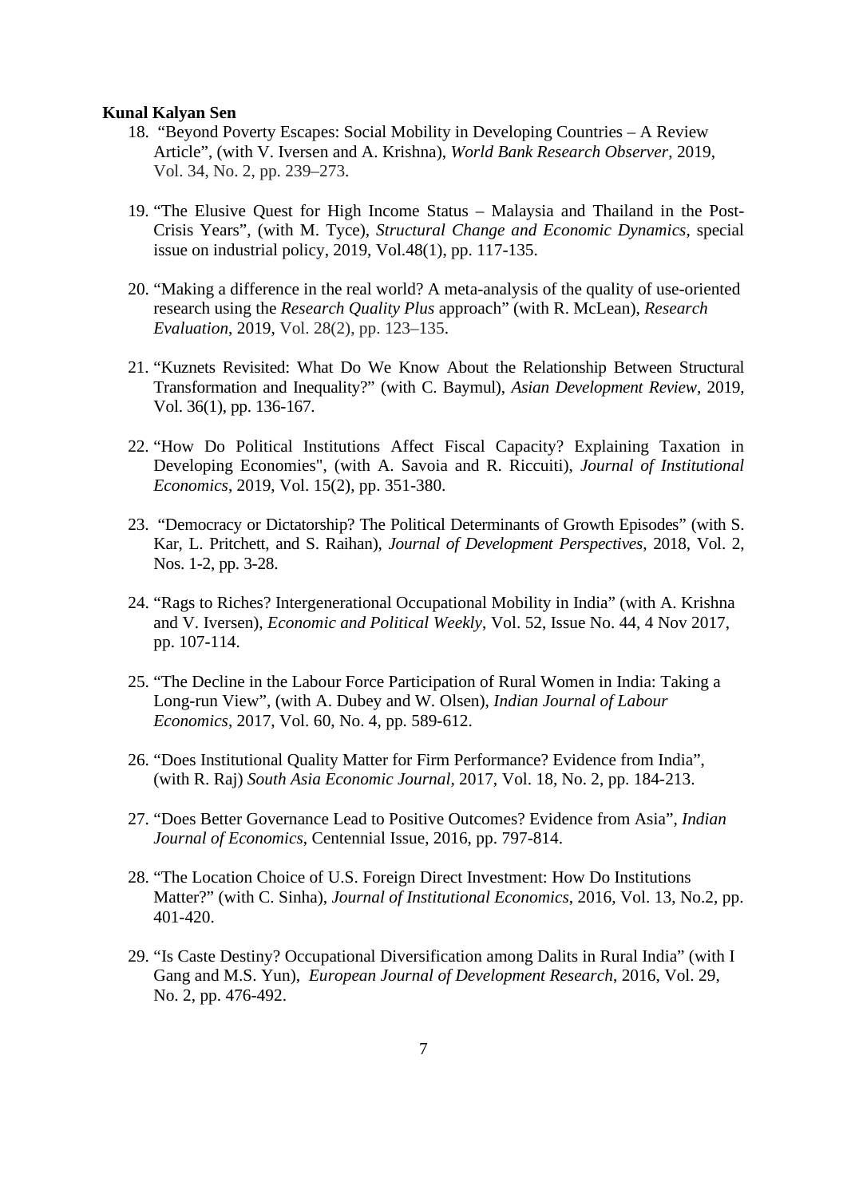**Kunal Kalyan Sen**

18. "Beyond Poverty Escapes: Social Mobility in Developing Countries – A Review Article", (with V. Iversen and A. Krishna), *World Bank Research Observer*, 2019, Vol. 34, No. 2, pp. 239–273.

19. "The Elusive Quest for High Income Status – Malaysia and Thailand in the Post-Crisis Years", (with M. Tyce), *Structural Change and Economic Dynamics*, special issue on industrial policy, 2019, Vol.48(1), pp. 117-135.

20. "Making a difference in the real world? A meta-analysis of the quality of use-oriented research using the *Research Quality Plus* approach" (with R. McLean), *Research Evaluation*, 2019, Vol. 28(2), pp. 123–135.

21. "Kuznets Revisited: What Do We Know About the Relationship Between Structural Transformation and Inequality?" (with C. Baymul), *Asian Development Review*, 2019, Vol. 36(1), pp. 136-167.

22. "How Do Political Institutions Affect Fiscal Capacity? Explaining Taxation in Developing Economies", (with A. Savoia and R. Riccuiti), *Journal of Institutional Economics*, 2019, Vol. 15(2), pp. 351-380.

23. "Democracy or Dictatorship? The Political Determinants of Growth Episodes" (with S. Kar, L. Pritchett, and S. Raihan), *Journal of Development Perspectives*, 2018, Vol. 2, Nos. 1-2, pp. 3-28.

24. "Rags to Riches? Intergenerational Occupational Mobility in India" (with A. Krishna and V. Iversen), *Economic and Political Weekly*, Vol. 52, Issue No. 44, 4 Nov 2017, pp. 107-114.

25. "The Decline in the Labour Force Participation of Rural Women in India: Taking a Long-run View", (with A. Dubey and W. Olsen), *Indian Journal of Labour Economics*, 2017, Vol. 60, No. 4, pp. 589-612.

26. "Does Institutional Quality Matter for Firm Performance? Evidence from India", (with R. Raj) *South Asia Economic Journal*, 2017, Vol. 18, No. 2, pp. 184-213.

27. "Does Better Governance Lead to Positive Outcomes? Evidence from Asia", *Indian Journal of Economics*, Centennial Issue, 2016, pp. 797-814.

28. "The Location Choice of U.S. Foreign Direct Investment: How Do Institutions Matter?" (with C. Sinha), *Journal of Institutional Economics*, 2016, Vol. 13, No.2, pp. 401-420.

29. "Is Caste Destiny? Occupational Diversification among Dalits in Rural India" (with I Gang and M.S. Yun), *European Journal of Development Research*, 2016, Vol. 29, No. 2, pp. 476-492.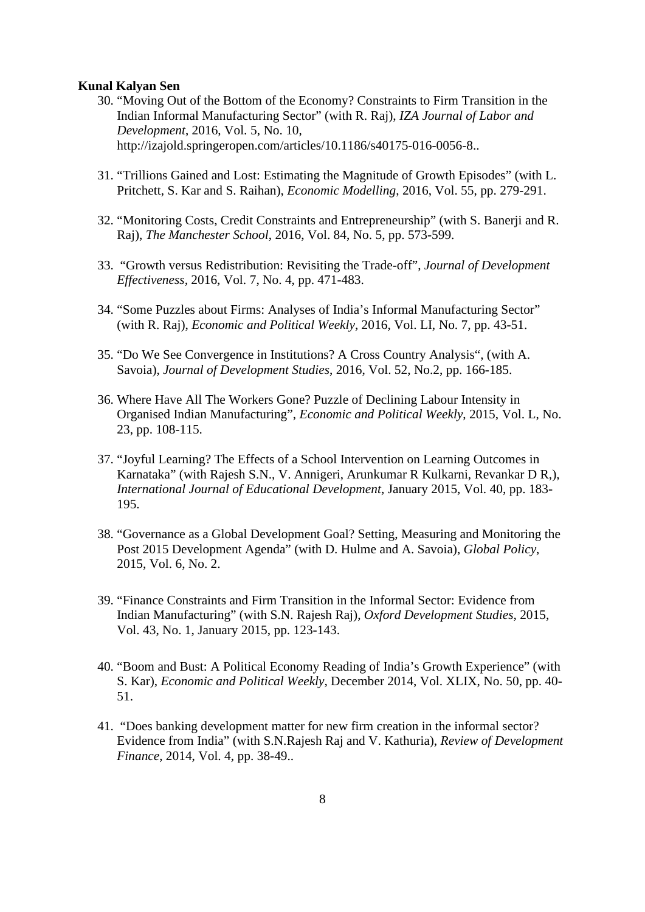**Kunal Kalyan Sen**

30. "Moving Out of the Bottom of the Economy? Constraints to Firm Transition in the Indian Informal Manufacturing Sector" (with R. Raj), *IZA Journal of Labor and Development*, 2016, Vol. 5, No. 10, http://izajold.springeropen.com/articles/10.1186/s40175-016-0056-8..

31. "Trillions Gained and Lost: Estimating the Magnitude of Growth Episodes" (with L. Pritchett, S. Kar and S. Raihan), *Economic Modelling*, 2016, Vol. 55, pp. 279-291.

32. "Monitoring Costs, Credit Constraints and Entrepreneurship" (with S. Banerji and R. Raj), *The Manchester School*, 2016, Vol. 84, No. 5, pp. 573-599.

33. "Growth versus Redistribution: Revisiting the Trade-off", *Journal of Development Effectiveness*, 2016, Vol. 7, No. 4, pp. 471-483.

34. "Some Puzzles about Firms: Analyses of India's Informal Manufacturing Sector" (with R. Raj), *Economic and Political Weekly*, 2016, Vol. LI, No. 7, pp. 43-51.

35. "Do We See Convergence in Institutions? A Cross Country Analysis", (with A. Savoia), *Journal of Development Studies*, 2016, Vol. 52, No.2, pp. 166-185.

36. Where Have All The Workers Gone? Puzzle of Declining Labour Intensity in Organised Indian Manufacturing", *Economic and Political Weekly*, 2015, Vol. L, No. 23, pp. 108-115.

37. "Joyful Learning? The Effects of a School Intervention on Learning Outcomes in Karnataka" (with Rajesh S.N., V. Annigeri, Arunkumar R Kulkarni, Revankar D R,), *International Journal of Educational Development*, January 2015, Vol. 40, pp. 183-195.

38. "Governance as a Global Development Goal? Setting, Measuring and Monitoring the Post 2015 Development Agenda" (with D. Hulme and A. Savoia), *Global Policy*, 2015, Vol. 6, No. 2.

39. "Finance Constraints and Firm Transition in the Informal Sector: Evidence from Indian Manufacturing" (with S.N. Rajesh Raj), *Oxford Development Studies*, 2015, Vol. 43, No. 1, January 2015, pp. 123-143.

40. "Boom and Bust: A Political Economy Reading of India's Growth Experience" (with S. Kar), *Economic and Political Weekly*, December 2014, Vol. XLIX, No. 50, pp. 40-51.

41. "Does banking development matter for new firm creation in the informal sector? Evidence from India" (with S.N.Rajesh Raj and V. Kathuria), *Review of Development Finance*, 2014, Vol. 4, pp. 38-49..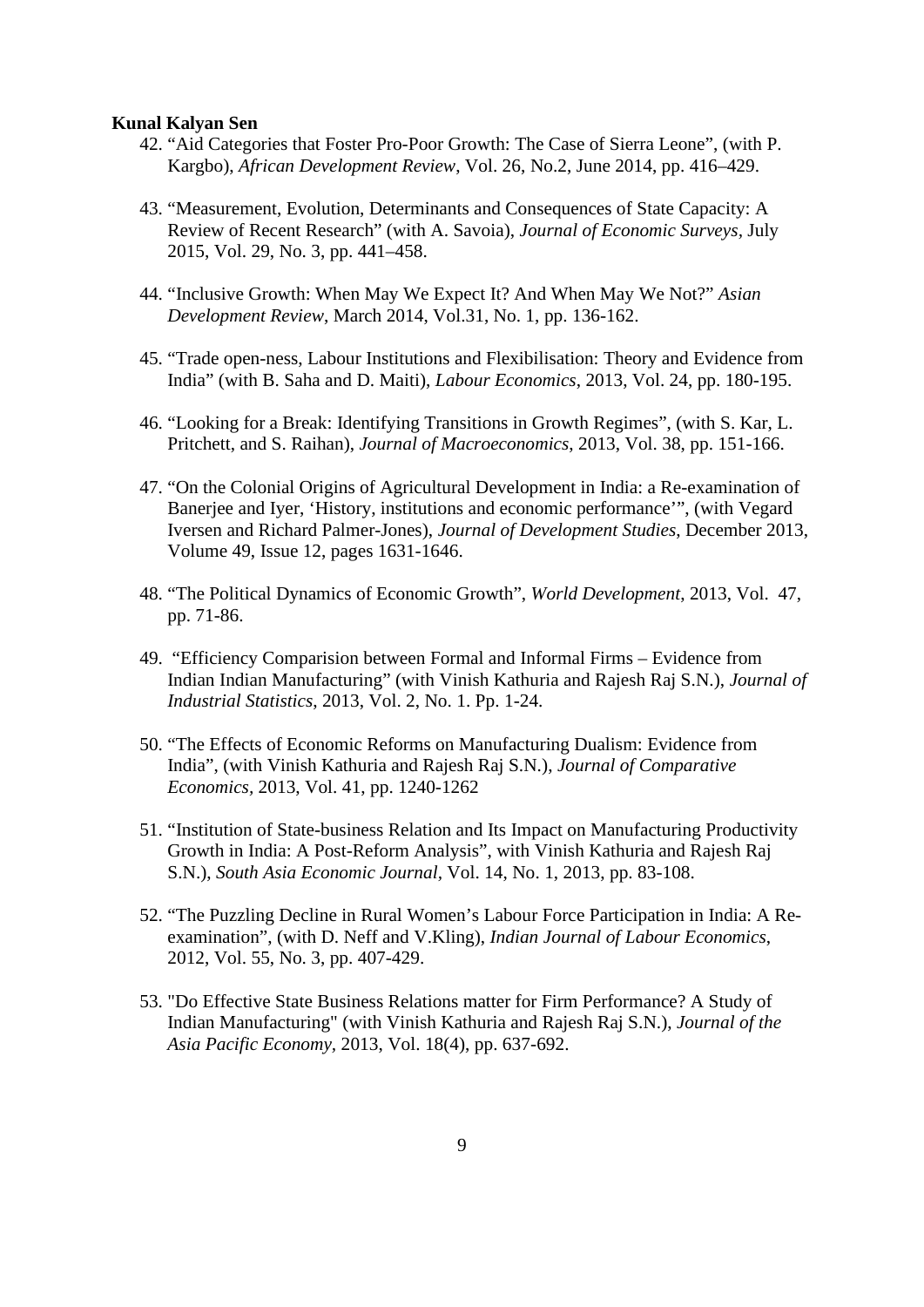**Kunal Kalyan Sen**

42. "Aid Categories that Foster Pro-Poor Growth: The Case of Sierra Leone", (with P. Kargbo), *African Development Review*, Vol. 26, No.2, June 2014, pp. 416–429.

43. "Measurement, Evolution, Determinants and Consequences of State Capacity: A Review of Recent Research" (with A. Savoia), *Journal of Economic Surveys*, July 2015, Vol. 29, No. 3, pp. 441–458.

44. "Inclusive Growth: When May We Expect It? And When May We Not?" *Asian Development Review*, March 2014, Vol.31, No. 1, pp. 136-162.

45. "Trade open-ness, Labour Institutions and Flexibilisation: Theory and Evidence from India" (with B. Saha and D. Maiti), *Labour Economics*, 2013, Vol. 24, pp. 180-195.

46. "Looking for a Break: Identifying Transitions in Growth Regimes", (with S. Kar, L. Pritchett, and S. Raihan), *Journal of Macroeconomics*, 2013, Vol. 38, pp. 151-166.

47. "On the Colonial Origins of Agricultural Development in India: a Re-examination of Banerjee and Iyer, 'History, institutions and economic performance'", (with Vegard Iversen and Richard Palmer-Jones), *Journal of Development Studies*, December 2013, Volume 49, Issue 12, pages 1631-1646.

48. "The Political Dynamics of Economic Growth", *World Development*, 2013, Vol. 47, pp. 71-86.

49. "Efficiency Comparision between Formal and Informal Firms – Evidence from Indian Indian Manufacturing" (with Vinish Kathuria and Rajesh Raj S.N.), *Journal of Industrial Statistics*, 2013, Vol. 2, No. 1. Pp. 1-24.

50. "The Effects of Economic Reforms on Manufacturing Dualism: Evidence from India", (with Vinish Kathuria and Rajesh Raj S.N.), *Journal of Comparative Economics*, 2013, Vol. 41, pp. 1240-1262

51. "Institution of State-business Relation and Its Impact on Manufacturing Productivity Growth in India: A Post-Reform Analysis", with Vinish Kathuria and Rajesh Raj S.N.), *South Asia Economic Journal*, Vol. 14, No. 1, 2013, pp. 83-108.

52. "The Puzzling Decline in Rural Women's Labour Force Participation in India: A Re-examination", (with D. Neff and V.Kling), *Indian Journal of Labour Economics*, 2012, Vol. 55, No. 3, pp. 407-429.

53. "Do Effective State Business Relations matter for Firm Performance? A Study of Indian Manufacturing" (with Vinish Kathuria and Rajesh Raj S.N.), *Journal of the Asia Pacific Economy*, 2013, Vol. 18(4), pp. 637-692.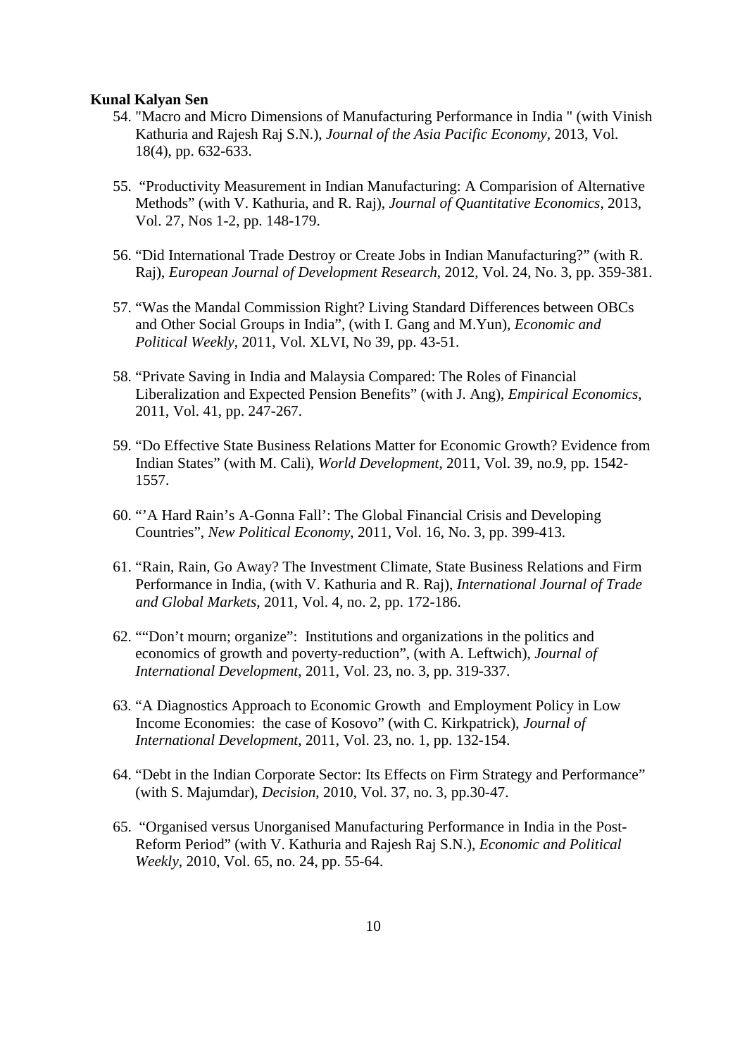**Kunal Kalyan Sen**

54. "Macro and Micro Dimensions of Manufacturing Performance in India " (with Vinish Kathuria and Rajesh Raj S.N.), *Journal of the Asia Pacific Economy*, 2013, Vol. 18(4), pp. 632-633.

55. "Productivity Measurement in Indian Manufacturing: A Comparision of Alternative Methods" (with V. Kathuria, and R. Raj), *Journal of Quantitative Economics*, 2013, Vol. 27, Nos 1-2, pp. 148-179.

56. "Did International Trade Destroy or Create Jobs in Indian Manufacturing?" (with R. Raj), *European Journal of Development Research*, 2012, Vol. 24, No. 3, pp. 359-381.

57. "Was the Mandal Commission Right? Living Standard Differences between OBCs and Other Social Groups in India", (with I. Gang and M.Yun), *Economic and Political Weekly*, 2011, Vol. XLVI, No 39, pp. 43-51.

58. "Private Saving in India and Malaysia Compared: The Roles of Financial Liberalization and Expected Pension Benefits" (with J. Ang), *Empirical Economics*, 2011, Vol. 41, pp. 247-267.

59. "Do Effective State Business Relations Matter for Economic Growth? Evidence from Indian States" (with M. Cali), *World Development*, 2011, Vol. 39, no.9, pp. 1542-1557.

60. "'A Hard Rain's A-Gonna Fall': The Global Financial Crisis and Developing Countries", *New Political Economy*, 2011, Vol. 16, No. 3, pp. 399-413.

61. "Rain, Rain, Go Away? The Investment Climate, State Business Relations and Firm Performance in India, (with V. Kathuria and R. Raj), *International Journal of Trade and Global Markets*, 2011, Vol. 4, no. 2, pp. 172-186.

62. ""Don't mourn; organize": Institutions and organizations in the politics and economics of growth and poverty-reduction", (with A. Leftwich), *Journal of International Development*, 2011, Vol. 23, no. 3, pp. 319-337.

63. "A Diagnostics Approach to Economic Growth and Employment Policy in Low Income Economies: the case of Kosovo" (with C. Kirkpatrick), *Journal of International Development*, 2011, Vol. 23, no. 1, pp. 132-154.

64. "Debt in the Indian Corporate Sector: Its Effects on Firm Strategy and Performance" (with S. Majumdar), *Decision*, 2010, Vol. 37, no. 3, pp.30-47.

65. "Organised versus Unorganised Manufacturing Performance in India in the Post-Reform Period" (with V. Kathuria and Rajesh Raj S.N.), *Economic and Political Weekly*, 2010, Vol. 65, no. 24, pp. 55-64.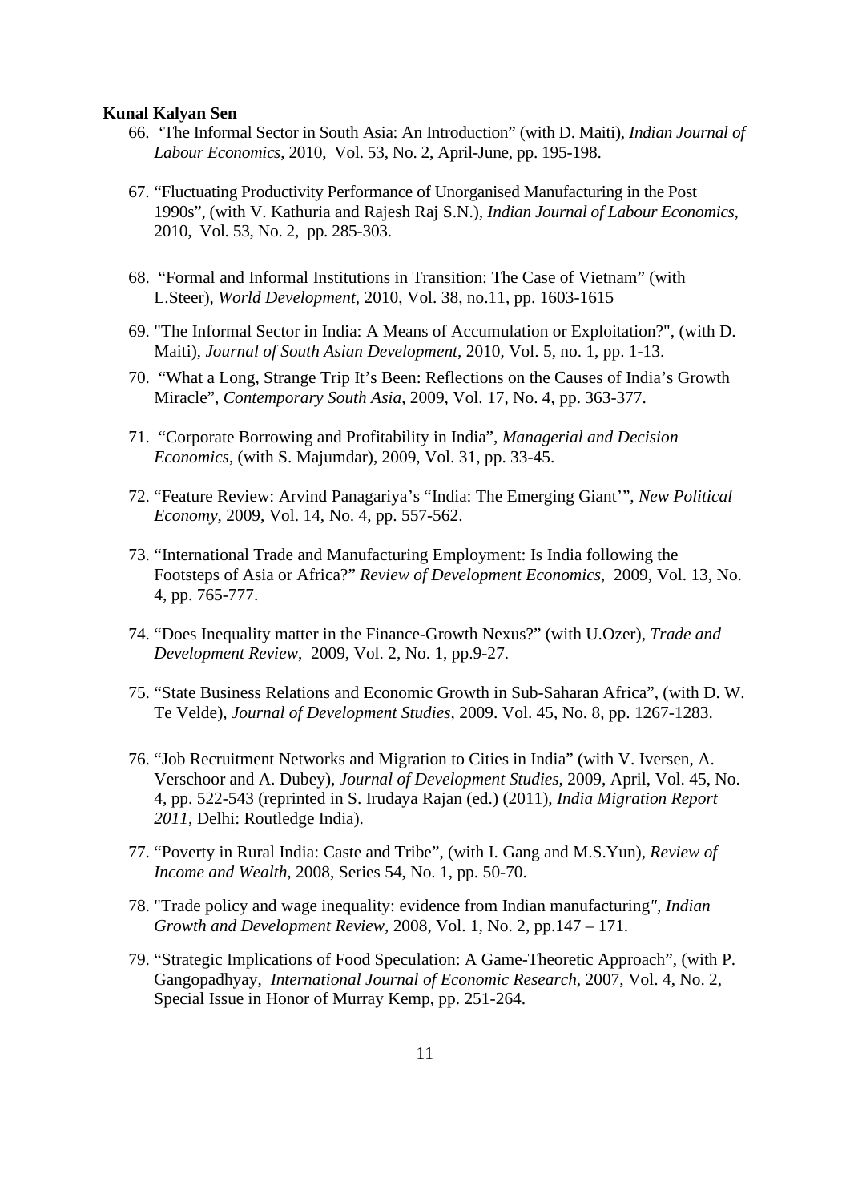**Kunal Kalyan Sen**

66. 'The Informal Sector in South Asia: An Introduction" (with D. Maiti), *Indian Journal of Labour Economics*, 2010, Vol. 53, No. 2, April-June, pp. 195-198.

67. "Fluctuating Productivity Performance of Unorganised Manufacturing in the Post 1990s", (with V. Kathuria and Rajesh Raj S.N.), *Indian Journal of Labour Economics*, 2010, Vol. 53, No. 2, pp. 285-303.

68. "Formal and Informal Institutions in Transition: The Case of Vietnam" (with L.Steer), *World Development*, 2010, Vol. 38, no.11, pp. 1603-1615

69. "The Informal Sector in India: A Means of Accumulation or Exploitation?", (with D. Maiti), *Journal of South Asian Development*, 2010, Vol. 5, no. 1, pp. 1-13.

70. "What a Long, Strange Trip It's Been: Reflections on the Causes of India's Growth Miracle", *Contemporary South Asia*, 2009, Vol. 17, No. 4, pp. 363-377.

71. "Corporate Borrowing and Profitability in India", *Managerial and Decision Economics*, (with S. Majumdar), 2009, Vol. 31, pp. 33-45.

72. "Feature Review: Arvind Panagariya's "India: The Emerging Giant'", *New Political Economy*, 2009, Vol. 14, No. 4, pp. 557-562.

73. "International Trade and Manufacturing Employment: Is India following the Footsteps of Asia or Africa?" *Review of Development Economics*, 2009, Vol. 13, No. 4, pp. 765-777.

74. "Does Inequality matter in the Finance-Growth Nexus?" (with U.Ozer), *Trade and Development Review*, 2009, Vol. 2, No. 1, pp.9-27.

75. "State Business Relations and Economic Growth in Sub-Saharan Africa", (with D. W. Te Velde), *Journal of Development Studies*, 2009. Vol. 45, No. 8, pp. 1267-1283.

76. "Job Recruitment Networks and Migration to Cities in India" (with V. Iversen, A. Verschoor and A. Dubey), *Journal of Development Studies*, 2009, April, Vol. 45, No. 4, pp. 522-543 (reprinted in S. Irudaya Rajan (ed.) (2011), *India Migration Report 2011*, Delhi: Routledge India).

77. "Poverty in Rural India: Caste and Tribe", (with I. Gang and M.S.Yun), *Review of Income and Wealth*, 2008, Series 54, No. 1, pp. 50-70.

78. "Trade policy and wage inequality: evidence from Indian manufacturing", *Indian Growth and Development Review*, 2008, Vol. 1, No. 2, pp.147 – 171.

79. "Strategic Implications of Food Speculation: A Game-Theoretic Approach", (with P. Gangopadhyay, *International Journal of Economic Research*, 2007, Vol. 4, No. 2, Special Issue in Honor of Murray Kemp, pp. 251-264.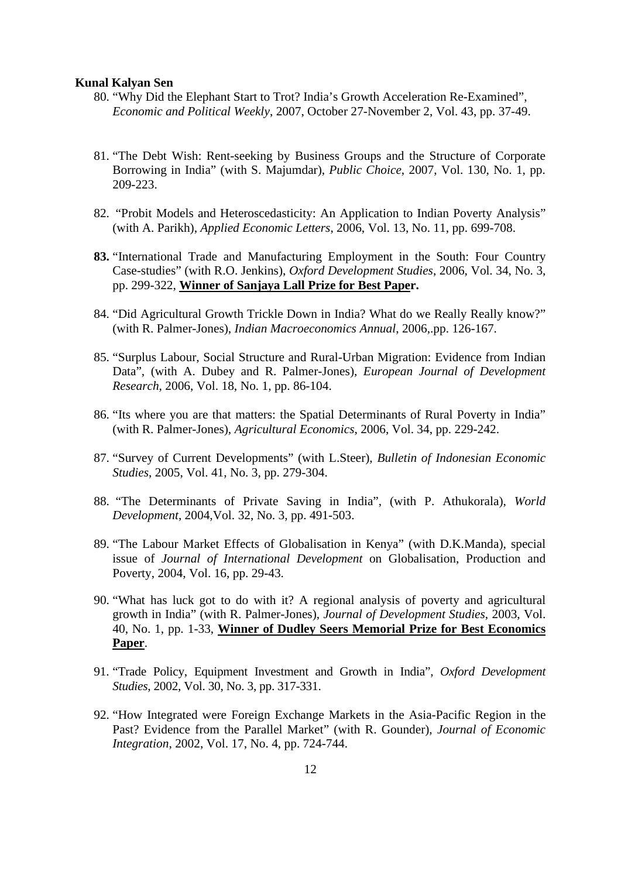**Kunal Kalyan Sen**

80. "Why Did the Elephant Start to Trot? India's Growth Acceleration Re-Examined", *Economic and Political Weekly*, 2007, October 27-November 2, Vol. 43, pp. 37-49.

81. "The Debt Wish: Rent-seeking by Business Groups and the Structure of Corporate Borrowing in India" (with S. Majumdar), *Public Choice*, 2007, Vol. 130, No. 1, pp. 209-223.

82. "Probit Models and Heteroscedasticity: An Application to Indian Poverty Analysis" (with A. Parikh), *Applied Economic Letters*, 2006, Vol. 13, No. 11, pp. 699-708.

83. "International Trade and Manufacturing Employment in the South: Four Country Case-studies" (with R.O. Jenkins), *Oxford Development Studies*, 2006, Vol. 34, No. 3, pp. 299-322, **Winner of Sanjaya Lall Prize for Best Paper.**

84. "Did Agricultural Growth Trickle Down in India? What do we Really Really know?" (with R. Palmer-Jones), *Indian Macroeconomics Annual*, 2006,.pp. 126-167.

85. "Surplus Labour, Social Structure and Rural-Urban Migration: Evidence from Indian Data", (with A. Dubey and R. Palmer-Jones), *European Journal of Development Research*, 2006, Vol. 18, No. 1, pp. 86-104.

86. "Its where you are that matters: the Spatial Determinants of Rural Poverty in India" (with R. Palmer-Jones), *Agricultural Economics*, 2006, Vol. 34, pp. 229-242.

87. "Survey of Current Developments" (with L.Steer), *Bulletin of Indonesian Economic Studies*, 2005, Vol. 41, No. 3, pp. 279-304.

88. "The Determinants of Private Saving in India", (with P. Athukorala), *World Development*, 2004,Vol. 32, No. 3, pp. 491-503.

89. "The Labour Market Effects of Globalisation in Kenya" (with D.K.Manda), special issue of *Journal of International Development* on Globalisation, Production and Poverty, 2004, Vol. 16, pp. 29-43.

90. "What has luck got to do with it? A regional analysis of poverty and agricultural growth in India" (with R. Palmer-Jones), *Journal of Development Studies*, 2003, Vol. 40, No. 1, pp. 1-33, **Winner of Dudley Seers Memorial Prize for Best Economics Paper**.

91. "Trade Policy, Equipment Investment and Growth in India", *Oxford Development Studies*, 2002, Vol. 30, No. 3, pp. 317-331.

92. "How Integrated were Foreign Exchange Markets in the Asia-Pacific Region in the Past? Evidence from the Parallel Market" (with R. Gounder), *Journal of Economic Integration*, 2002, Vol. 17, No. 4, pp. 724-744.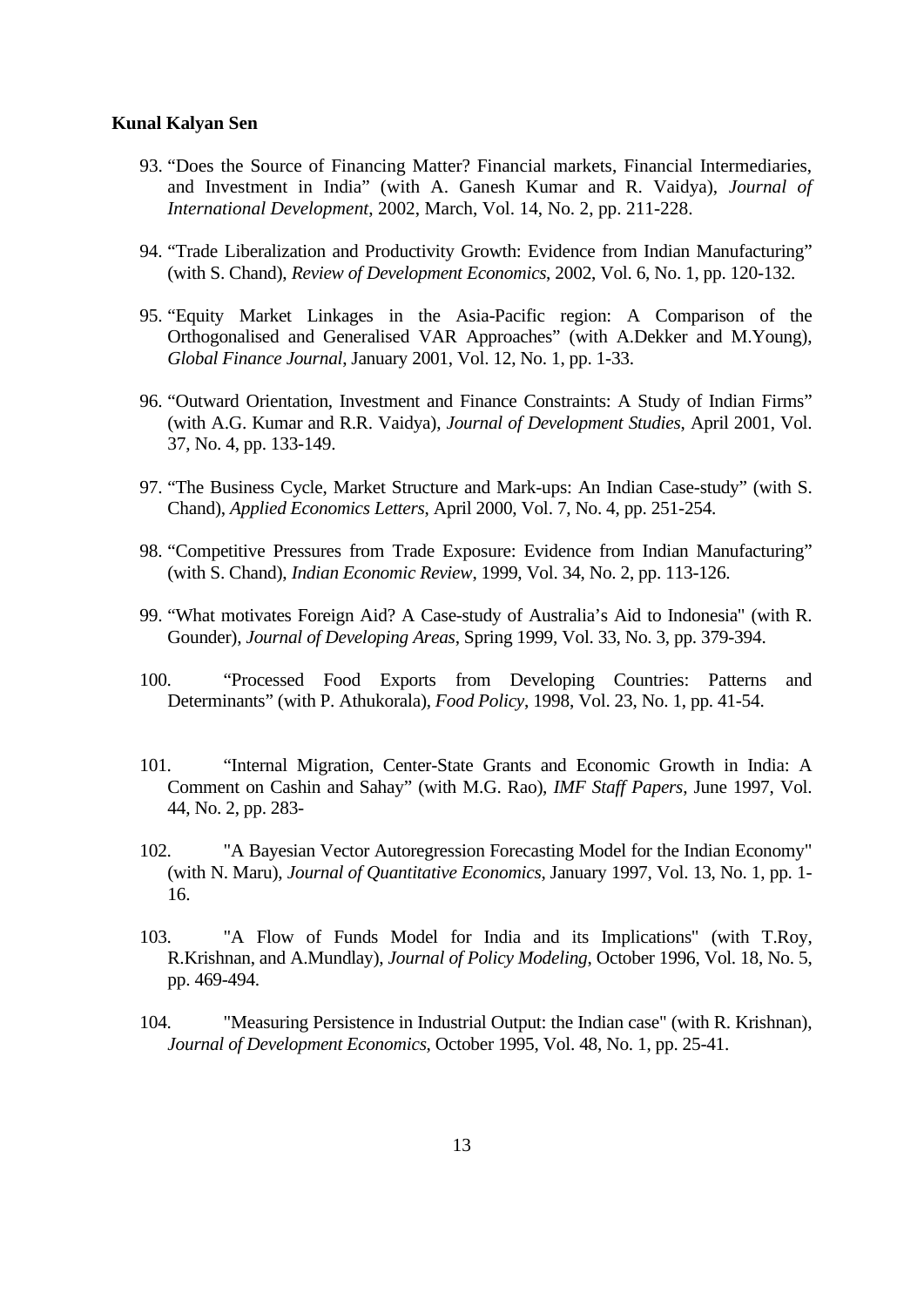**Kunal Kalyan Sen**

93. "Does the Source of Financing Matter? Financial markets, Financial Intermediaries, and Investment in India" (with A. Ganesh Kumar and R. Vaidya), *Journal of International Development*, 2002, March, Vol. 14, No. 2, pp. 211-228.

94. "Trade Liberalization and Productivity Growth: Evidence from Indian Manufacturing" (with S. Chand), *Review of Development Economics*, 2002, Vol. 6, No. 1, pp. 120-132.

95. "Equity Market Linkages in the Asia-Pacific region: A Comparison of the Orthogonalised and Generalised VAR Approaches" (with A.Dekker and M.Young), *Global Finance Journal*, January 2001, Vol. 12, No. 1, pp. 1-33.

96. "Outward Orientation, Investment and Finance Constraints: A Study of Indian Firms" (with A.G. Kumar and R.R. Vaidya), *Journal of Development Studies*, April 2001, Vol. 37, No. 4, pp. 133-149.

97. "The Business Cycle, Market Structure and Mark-ups: An Indian Case-study" (with S. Chand), *Applied Economics Letters*, April 2000, Vol. 7, No. 4, pp. 251-254.

98. "Competitive Pressures from Trade Exposure: Evidence from Indian Manufacturing" (with S. Chand), *Indian Economic Review*, 1999, Vol. 34, No. 2, pp. 113-126.

99. "What motivates Foreign Aid? A Case-study of Australia's Aid to Indonesia" (with R. Gounder), *Journal of Developing Areas*, Spring 1999, Vol. 33, No. 3, pp. 379-394.

100. "Processed Food Exports from Developing Countries: Patterns and Determinants" (with P. Athukorala), *Food Policy*, 1998, Vol. 23, No. 1, pp. 41-54.

101. "Internal Migration, Center-State Grants and Economic Growth in India: A Comment on Cashin and Sahay" (with M.G. Rao), *IMF Staff Papers*, June 1997, Vol. 44, No. 2, pp. 283-

102. "A Bayesian Vector Autoregression Forecasting Model for the Indian Economy" (with N. Maru), *Journal of Quantitative Economics*, January 1997, Vol. 13, No. 1, pp. 1-16.

103. "A Flow of Funds Model for India and its Implications" (with T.Roy, R.Krishnan, and A.Mundlay), *Journal of Policy Modeling*, October 1996, Vol. 18, No. 5, pp. 469-494.

104. "Measuring Persistence in Industrial Output: the Indian case" (with R. Krishnan), *Journal of Development Economics*, October 1995, Vol. 48, No. 1, pp. 25-41.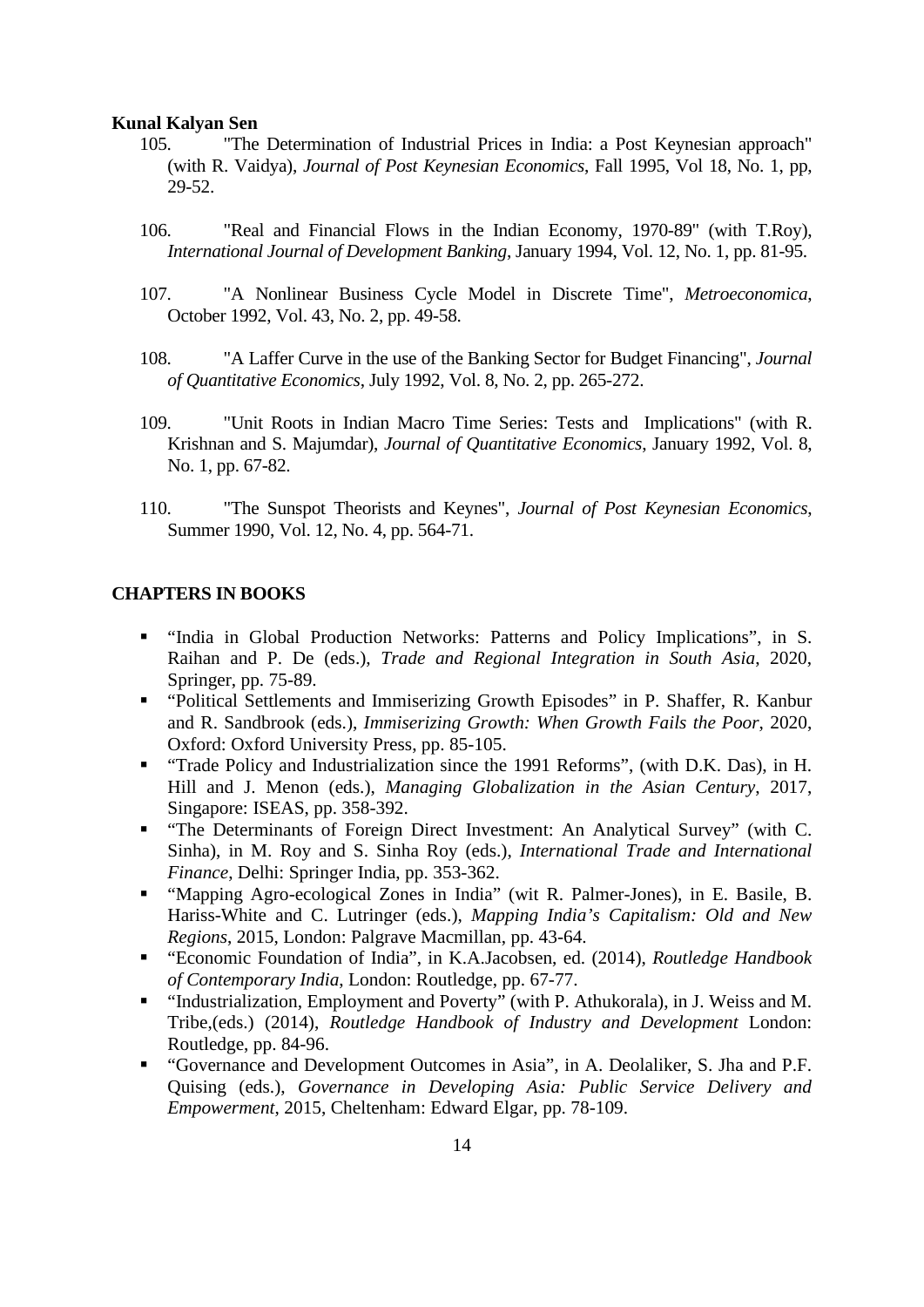**Kunal Kalyan Sen**

105. "The Determination of Industrial Prices in India: a Post Keynesian approach" (with R. Vaidya), *Journal of Post Keynesian Economics*, Fall 1995, Vol 18, No. 1, pp, 29-52.

106. "Real and Financial Flows in the Indian Economy, 1970-89" (with T.Roy), *International Journal of Development Banking*, January 1994, Vol. 12, No. 1, pp. 81-95.

107. "A Nonlinear Business Cycle Model in Discrete Time", *Metroeconomica*, October 1992, Vol. 43, No. 2, pp. 49-58.

108. "A Laffer Curve in the use of the Banking Sector for Budget Financing", *Journal of Quantitative Economics*, July 1992, Vol. 8, No. 2, pp. 265-272.

109. "Unit Roots in Indian Macro Time Series: Tests and Implications" (with R. Krishnan and S. Majumdar), *Journal of Quantitative Economics*, January 1992, Vol. 8, No. 1, pp. 67-82.

110. "The Sunspot Theorists and Keynes", *Journal of Post Keynesian Economics*, Summer 1990, Vol. 12, No. 4, pp. 564-71.

## CHAPTERS IN BOOKS

- "India in Global Production Networks: Patterns and Policy Implications", in S. Raihan and P. De (eds.), *Trade and Regional Integration in South Asia*, 2020, Springer, pp. 75-89.
- "Political Settlements and Immiserizing Growth Episodes" in P. Shaffer, R. Kanbur and R. Sandbrook (eds.), *Immiserizing Growth: When Growth Fails the Poor*, 2020, Oxford: Oxford University Press, pp. 85-105.
- "Trade Policy and Industrialization since the 1991 Reforms", (with D.K. Das), in H. Hill and J. Menon (eds.), *Managing Globalization in the Asian Century*, 2017, Singapore: ISEAS, pp. 358-392.
- "The Determinants of Foreign Direct Investment: An Analytical Survey" (with C. Sinha), in M. Roy and S. Sinha Roy (eds.), *International Trade and International Finance*, Delhi: Springer India, pp. 353-362.
- "Mapping Agro-ecological Zones in India" (wit R. Palmer-Jones), in E. Basile, B. Hariss-White and C. Lutringer (eds.), *Mapping India's Capitalism: Old and New Regions*, 2015, London: Palgrave Macmillan, pp. 43-64.
- "Economic Foundation of India", in K.A.Jacobsen, ed. (2014), *Routledge Handbook of Contemporary India*, London: Routledge, pp. 67-77.
- "Industrialization, Employment and Poverty" (with P. Athukorala), in J. Weiss and M. Tribe,(eds.) (2014), *Routledge Handbook of Industry and Development* London: Routledge, pp. 84-96.
- "Governance and Development Outcomes in Asia", in A. Deolaliker, S. Jha and P.F. Quising (eds.), *Governance in Developing Asia: Public Service Delivery and Empowerment*, 2015, Cheltenham: Edward Elgar, pp. 78-109.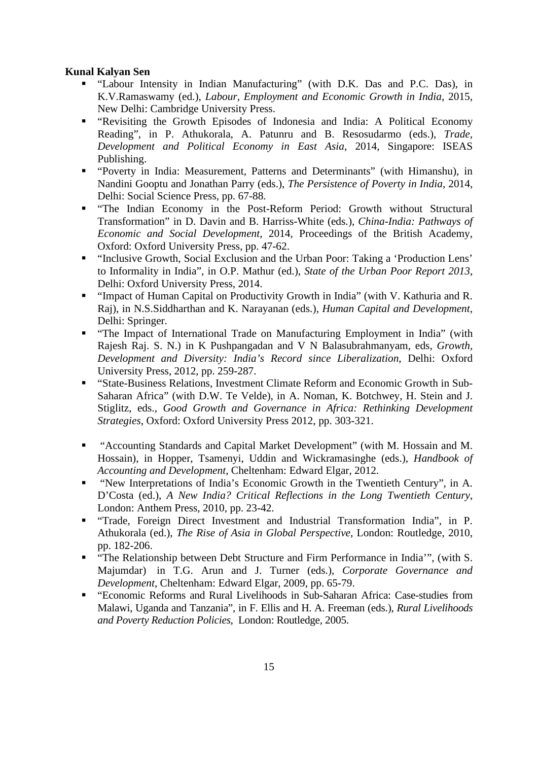**Kunal Kalyan Sen**

- "Labour Intensity in Indian Manufacturing" (with D.K. Das and P.C. Das), in K.V.Ramaswamy (ed.), *Labour, Employment and Economic Growth in India*, 2015, New Delhi: Cambridge University Press.
- "Revisiting the Growth Episodes of Indonesia and India: A Political Economy Reading", in P. Athukorala, A. Patunru and B. Resosudarmo (eds.), *Trade, Development and Political Economy in East Asia*, 2014, Singapore: ISEAS Publishing.
- "Poverty in India: Measurement, Patterns and Determinants" (with Himanshu), in Nandini Gooptu and Jonathan Parry (eds.), *The Persistence of Poverty in India*, 2014, Delhi: Social Science Press, pp. 67-88.
- "The Indian Economy in the Post-Reform Period: Growth without Structural Transformation" in D. Davin and B. Harriss-White (eds.), *China-India: Pathways of Economic and Social Development*, 2014, Proceedings of the British Academy, Oxford: Oxford University Press, pp. 47-62.
- "Inclusive Growth, Social Exclusion and the Urban Poor: Taking a 'Production Lens' to Informality in India", in O.P. Mathur (ed.), *State of the Urban Poor Report 2013*, Delhi: Oxford University Press, 2014.
- "Impact of Human Capital on Productivity Growth in India" (with V. Kathuria and R. Raj), in N.S.Siddharthan and K. Narayanan (eds.), *Human Capital and Development*, Delhi: Springer.
- "The Impact of International Trade on Manufacturing Employment in India" (with Rajesh Raj. S. N.) in K Pushpangadan and V N Balasubrahmanyam, eds, *Growth, Development and Diversity: India's Record since Liberalization*, Delhi: Oxford University Press, 2012, pp. 259-287.
- "State-Business Relations, Investment Climate Reform and Economic Growth in Sub-Saharan Africa" (with D.W. Te Velde), in A. Noman, K. Botchwey, H. Stein and J. Stiglitz, eds., *Good Growth and Governance in Africa: Rethinking Development Strategies*, Oxford: Oxford University Press 2012, pp. 303-321.
- "Accounting Standards and Capital Market Development" (with M. Hossain and M. Hossain), in Hopper, Tsamenyi, Uddin and Wickramasinghe (eds.), *Handbook of Accounting and Development*, Cheltenham: Edward Elgar, 2012.
- "New Interpretations of India's Economic Growth in the Twentieth Century", in A. D'Costa (ed.), *A New India? Critical Reflections in the Long Twentieth Century*, London: Anthem Press, 2010, pp. 23-42.
- "Trade, Foreign Direct Investment and Industrial Transformation India", in P. Athukorala (ed.), *The Rise of Asia in Global Perspective*, London: Routledge, 2010, pp. 182-206.
- "The Relationship between Debt Structure and Firm Performance in India'", (with S. Majumdar) in T.G. Arun and J. Turner (eds.), *Corporate Governance and Development*, Cheltenham: Edward Elgar, 2009, pp. 65-79.
- "Economic Reforms and Rural Livelihoods in Sub-Saharan Africa: Case-studies from Malawi, Uganda and Tanzania", in F. Ellis and H. A. Freeman (eds.), *Rural Livelihoods and Poverty Reduction Policies*, London: Routledge, 2005.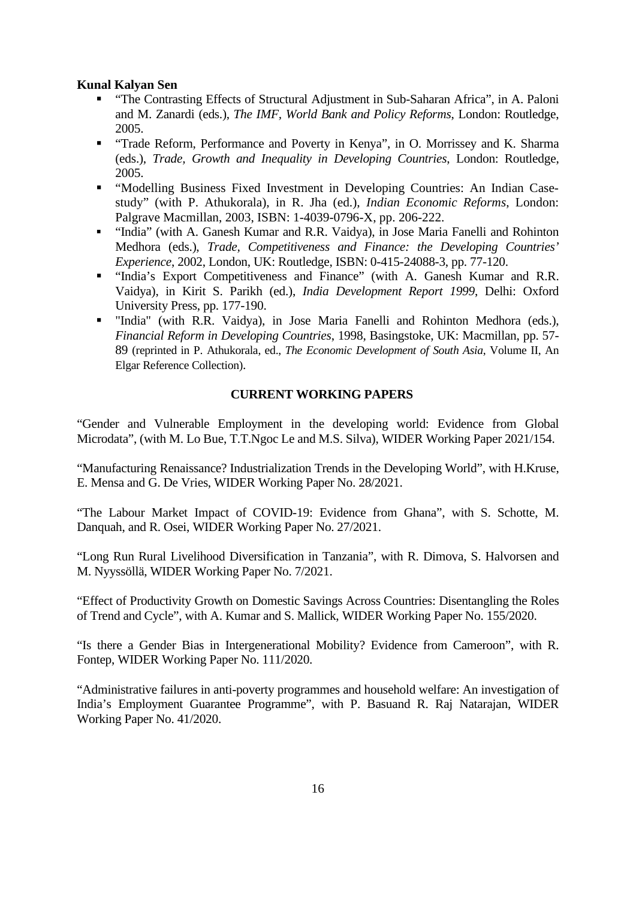**Kunal Kalyan Sen**

- "The Contrasting Effects of Structural Adjustment in Sub-Saharan Africa", in A. Paloni and M. Zanardi (eds.), *The IMF, World Bank and Policy Reforms*, London: Routledge, 2005.
- "Trade Reform, Performance and Poverty in Kenya", in O. Morrissey and K. Sharma (eds.), *Trade, Growth and Inequality in Developing Countries*, London: Routledge, 2005.
- "Modelling Business Fixed Investment in Developing Countries: An Indian Case-study" (with P. Athukorala), in R. Jha (ed.), *Indian Economic Reforms*, London: Palgrave Macmillan, 2003, ISBN: 1-4039-0796-X, pp. 206-222.
- "India" (with A. Ganesh Kumar and R.R. Vaidya), in Jose Maria Fanelli and Rohinton Medhora (eds.), *Trade, Competitiveness and Finance: the Developing Countries' Experience*, 2002, London, UK: Routledge, ISBN: 0-415-24088-3, pp. 77-120.
- "India's Export Competitiveness and Finance" (with A. Ganesh Kumar and R.R. Vaidya), in Kirit S. Parikh (ed.), *India Development Report 1999*, Delhi: Oxford University Press, pp. 177-190.
- "India" (with R.R. Vaidya), in Jose Maria Fanelli and Rohinton Medhora (eds.), *Financial Reform in Developing Countries*, 1998, Basingstoke, UK: Macmillan, pp. 57-89 (reprinted in P. Athukorala, ed., *The Economic Development of South Asia*, Volume II, An Elgar Reference Collection).

## CURRENT WORKING PAPERS

"Gender and Vulnerable Employment in the developing world: Evidence from Global Microdata", (with M. Lo Bue, T.T.Ngoc Le and M.S. Silva), WIDER Working Paper 2021/154.

"Manufacturing Renaissance? Industrialization Trends in the Developing World", with H.Kruse, E. Mensa and G. De Vries, WIDER Working Paper No. 28/2021.

"The Labour Market Impact of COVID-19: Evidence from Ghana", with S. Schotte, M. Danquah, and R. Osei, WIDER Working Paper No. 27/2021.

"Long Run Rural Livelihood Diversification in Tanzania", with R. Dimova, S. Halvorsen and M. Nyyssöllä, WIDER Working Paper No. 7/2021.

"Effect of Productivity Growth on Domestic Savings Across Countries: Disentangling the Roles of Trend and Cycle", with A. Kumar and S. Mallick, WIDER Working Paper No. 155/2020.

"Is there a Gender Bias in Intergenerational Mobility? Evidence from Cameroon", with R. Fontep, WIDER Working Paper No. 111/2020.

"Administrative failures in anti-poverty programmes and household welfare: An investigation of India's Employment Guarantee Programme", with P. Basuand R. Raj Natarajan, WIDER Working Paper No. 41/2020.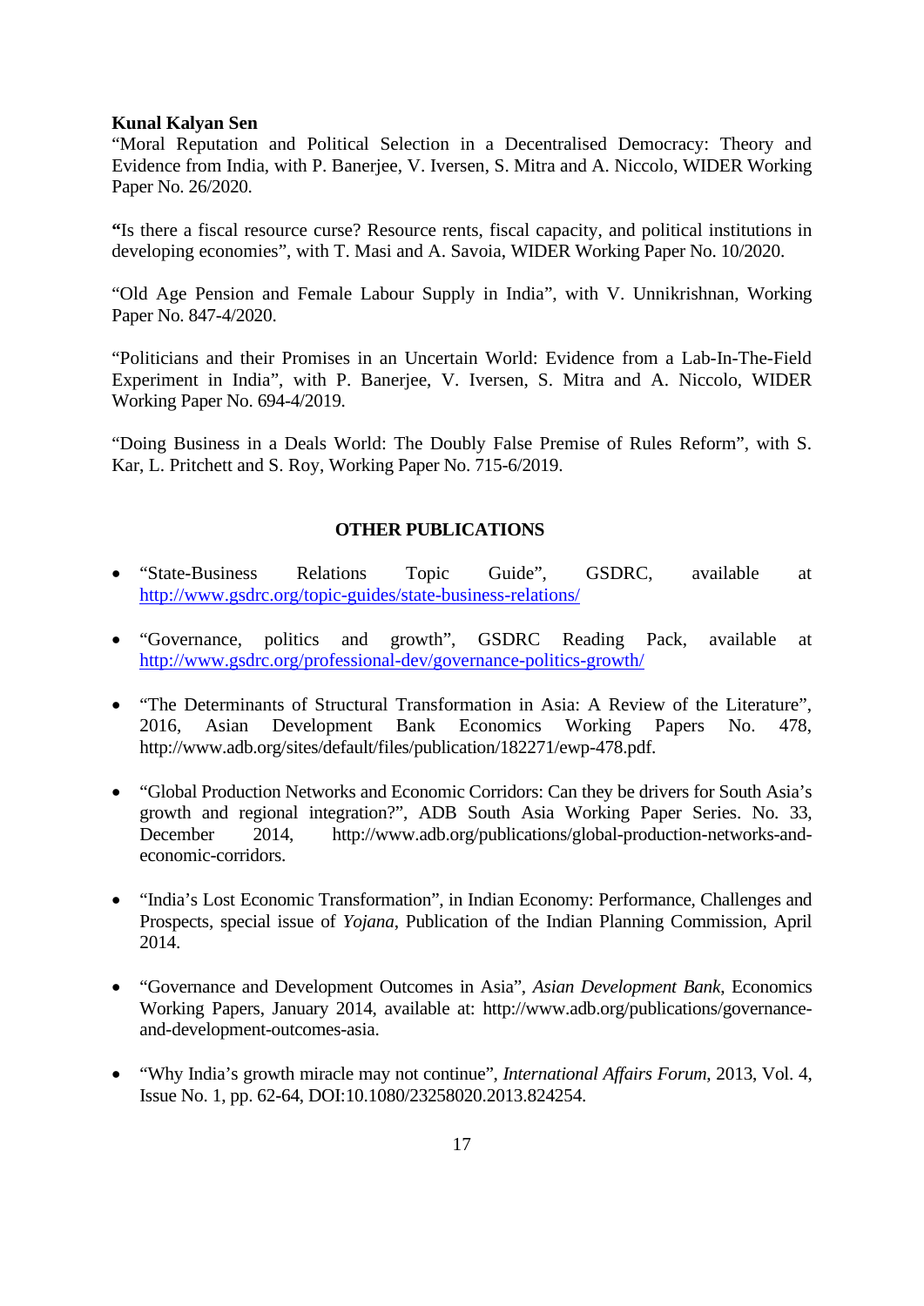**Kunal Kalyan Sen**
"Moral Reputation and Political Selection in a Decentralised Democracy: Theory and Evidence from India, with P. Banerjee, V. Iversen, S. Mitra and A. Niccolo, WIDER Working Paper No. 26/2020.

**"**Is there a fiscal resource curse? Resource rents, fiscal capacity, and political institutions in developing economies", with T. Masi and A. Savoia, WIDER Working Paper No. 10/2020.

"Old Age Pension and Female Labour Supply in India", with V. Unnikrishnan, Working Paper No. 847-4/2020.

"Politicians and their Promises in an Uncertain World: Evidence from a Lab-In-The-Field Experiment in India", with P. Banerjee, V. Iversen, S. Mitra and A. Niccolo, WIDER Working Paper No. 694-4/2019.

"Doing Business in a Deals World: The Doubly False Premise of Rules Reform", with S. Kar, L. Pritchett and S. Roy, Working Paper No. 715-6/2019.

## OTHER PUBLICATIONS

- "State-Business Relations Topic Guide", GSDRC, available at http://www.gsdrc.org/topic-guides/state-business-relations/
- "Governance, politics and growth", GSDRC Reading Pack, available at http://www.gsdrc.org/professional-dev/governance-politics-growth/
- "The Determinants of Structural Transformation in Asia: A Review of the Literature", 2016, Asian Development Bank Economics Working Papers No. 478, http://www.adb.org/sites/default/files/publication/182271/ewp-478.pdf.
- "Global Production Networks and Economic Corridors: Can they be drivers for South Asia's growth and regional integration?", ADB South Asia Working Paper Series. No. 33, December 2014, http://www.adb.org/publications/global-production-networks-and-economic-corridors.
- "India's Lost Economic Transformation", in Indian Economy: Performance, Challenges and Prospects, special issue of *Yojana*, Publication of the Indian Planning Commission, April 2014.
- "Governance and Development Outcomes in Asia", *Asian Development Bank*, Economics Working Papers, January 2014, available at: http://www.adb.org/publications/governance-and-development-outcomes-asia.
- "Why India's growth miracle may not continue", *International Affairs Forum*, 2013, Vol. 4, Issue No. 1, pp. 62-64, DOI:10.1080/23258020.2013.824254.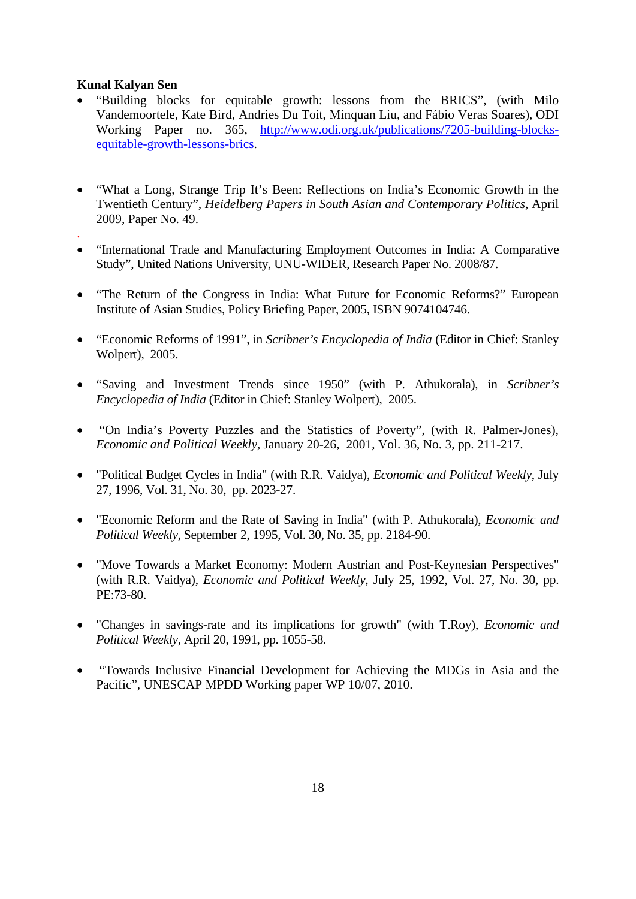**Kunal Kalyan Sen**

- "Building blocks for equitable growth: lessons from the BRICS", (with Milo Vandemoortele, Kate Bird, Andries Du Toit, Minquan Liu, and Fábio Veras Soares), ODI Working Paper no. 365, http://www.odi.org.uk/publications/7205-building-blocks-equitable-growth-lessons-brics.

- "What a Long, Strange Trip It's Been: Reflections on India's Economic Growth in the Twentieth Century", *Heidelberg Papers in South Asian and Contemporary Politics*, April 2009, Paper No. 49.

- "International Trade and Manufacturing Employment Outcomes in India: A Comparative Study", United Nations University, UNU-WIDER, Research Paper No. 2008/87.

- "The Return of the Congress in India: What Future for Economic Reforms?" European Institute of Asian Studies, Policy Briefing Paper, 2005, ISBN 9074104746.

- "Economic Reforms of 1991", in *Scribner's Encyclopedia of India* (Editor in Chief: Stanley Wolpert), 2005.

- "Saving and Investment Trends since 1950" (with P. Athukorala), in *Scribner's Encyclopedia of India* (Editor in Chief: Stanley Wolpert), 2005.

- "On India's Poverty Puzzles and the Statistics of Poverty", (with R. Palmer-Jones), *Economic and Political Weekly*, January 20-26, 2001, Vol. 36, No. 3, pp. 211-217.

- "Political Budget Cycles in India" (with R.R. Vaidya), *Economic and Political Weekly*, July 27, 1996, Vol. 31, No. 30, pp. 2023-27.

- "Economic Reform and the Rate of Saving in India" (with P. Athukorala), *Economic and Political Weekly*, September 2, 1995, Vol. 30, No. 35, pp. 2184-90.

- "Move Towards a Market Economy: Modern Austrian and Post-Keynesian Perspectives" (with R.R. Vaidya), *Economic and Political Weekly*, July 25, 1992, Vol. 27, No. 30, pp. PE:73-80.

- "Changes in savings-rate and its implications for growth" (with T.Roy), *Economic and Political Weekly*, April 20, 1991, pp. 1055-58.

- "Towards Inclusive Financial Development for Achieving the MDGs in Asia and the Pacific", UNESCAP MPDD Working paper WP 10/07, 2010.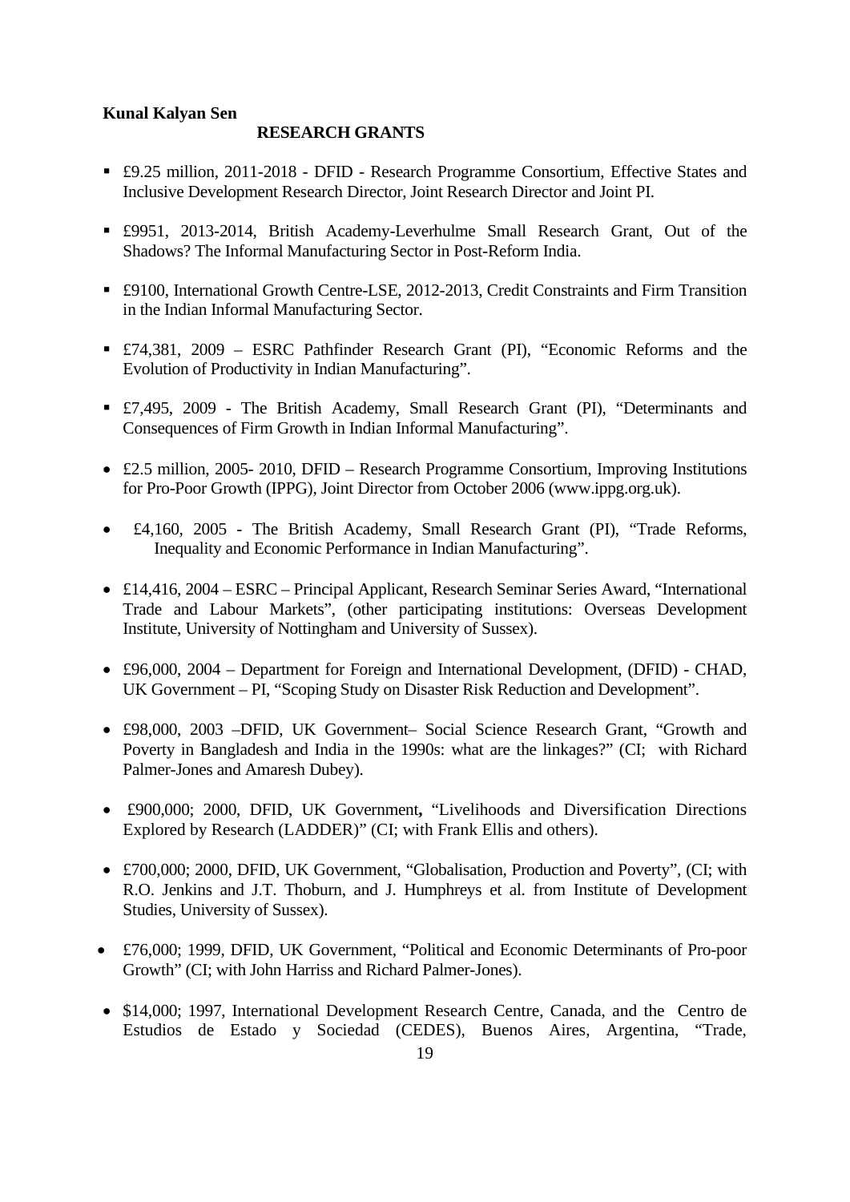**Kunal Kalyan Sen**

**RESEARCH GRANTS**

- £9.25 million, 2011-2018 - DFID - Research Programme Consortium, Effective States and Inclusive Development Research Director, Joint Research Director and Joint PI.
- £9951, 2013-2014, British Academy-Leverhulme Small Research Grant, Out of the Shadows? The Informal Manufacturing Sector in Post-Reform India.
- £9100, International Growth Centre-LSE, 2012-2013, Credit Constraints and Firm Transition in the Indian Informal Manufacturing Sector.
- £74,381, 2009 – ESRC Pathfinder Research Grant (PI), "Economic Reforms and the Evolution of Productivity in Indian Manufacturing".
- £7,495, 2009 - The British Academy, Small Research Grant (PI), "Determinants and Consequences of Firm Growth in Indian Informal Manufacturing".
- £2.5 million, 2005- 2010, DFID – Research Programme Consortium, Improving Institutions for Pro-Poor Growth (IPPG), Joint Director from October 2006 (www.ippg.org.uk).
- £4,160, 2005 - The British Academy, Small Research Grant (PI), "Trade Reforms, Inequality and Economic Performance in Indian Manufacturing".
- £14,416, 2004 – ESRC – Principal Applicant, Research Seminar Series Award, "International Trade and Labour Markets", (other participating institutions: Overseas Development Institute, University of Nottingham and University of Sussex).
- £96,000, 2004 – Department for Foreign and International Development, (DFID) - CHAD, UK Government – PI, "Scoping Study on Disaster Risk Reduction and Development".
- £98,000, 2003 –DFID, UK Government– Social Science Research Grant, "Growth and Poverty in Bangladesh and India in the 1990s: what are the linkages?" (CI; with Richard Palmer-Jones and Amaresh Dubey).
- £900,000; 2000, DFID, UK Government**,** "Livelihoods and Diversification Directions Explored by Research (LADDER)" (CI; with Frank Ellis and others).
- £700,000; 2000, DFID, UK Government, "Globalisation, Production and Poverty", (CI; with R.O. Jenkins and J.T. Thoburn, and J. Humphreys et al. from Institute of Development Studies, University of Sussex).
- £76,000; 1999, DFID, UK Government, "Political and Economic Determinants of Pro-poor Growth" (CI; with John Harriss and Richard Palmer-Jones).
- $14,000; 1997, International Development Research Centre, Canada, and the Centro de Estudios de Estado y Sociedad (CEDES), Buenos Aires, Argentina, "Trade,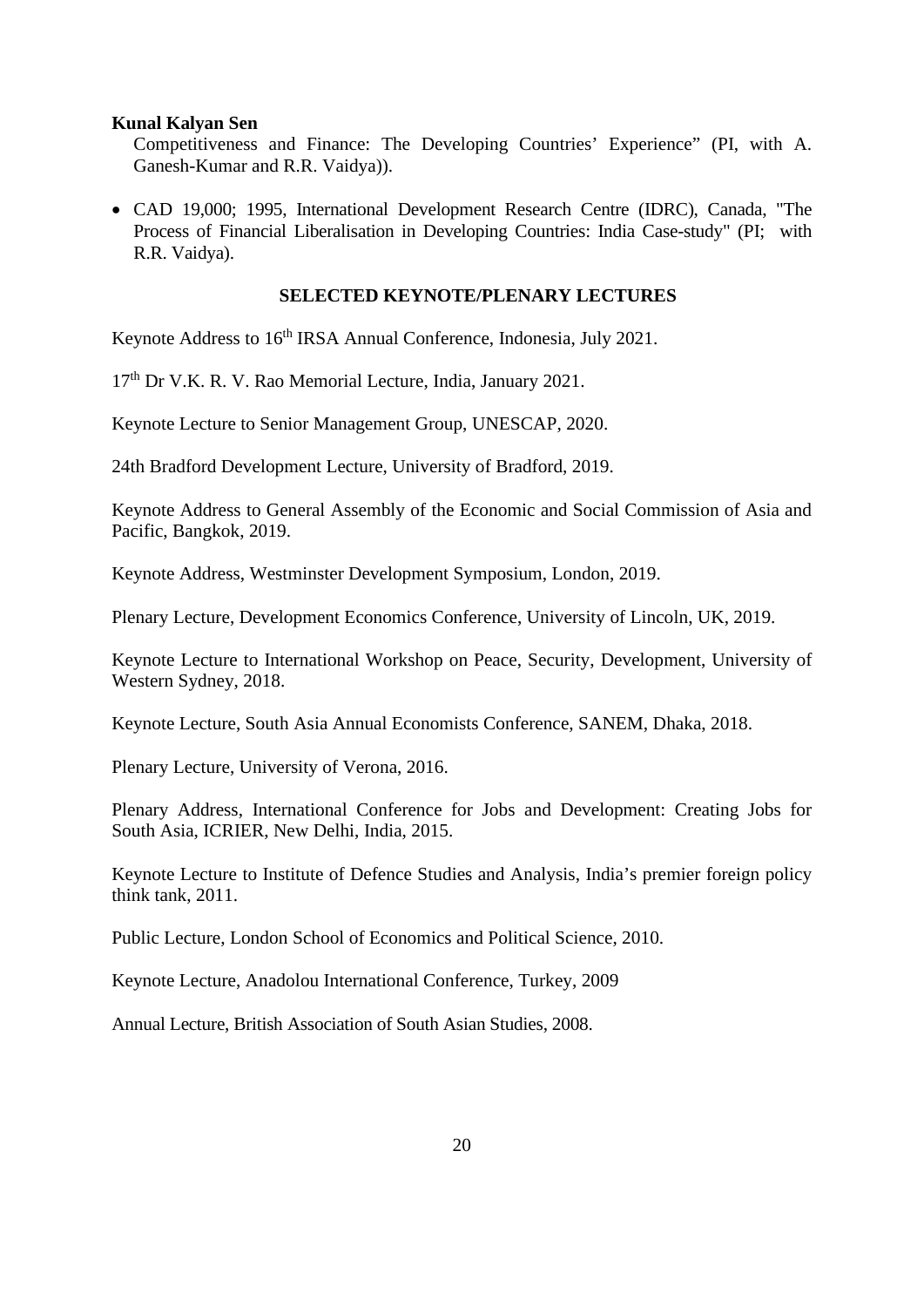Competitiveness and Finance: The Developing Countries' Experience" (PI, with A. Ganesh-Kumar and R.R. Vaidya)).

- CAD 19,000; 1995, International Development Research Centre (IDRC), Canada, "The Process of Financial Liberalisation in Developing Countries: India Case-study" (PI; with R.R. Vaidya).

## SELECTED KEYNOTE/PLENARY LECTURES

Keynote Address to 16th IRSA Annual Conference, Indonesia, July 2021.

17th Dr V.K. R. V. Rao Memorial Lecture, India, January 2021.

Keynote Lecture to Senior Management Group, UNESCAP, 2020.

24th Bradford Development Lecture, University of Bradford, 2019.

Keynote Address to General Assembly of the Economic and Social Commission of Asia and Pacific, Bangkok, 2019.

Keynote Address, Westminster Development Symposium, London, 2019.

Plenary Lecture, Development Economics Conference, University of Lincoln, UK, 2019.

Keynote Lecture to International Workshop on Peace, Security, Development, University of Western Sydney, 2018.

Keynote Lecture, South Asia Annual Economists Conference, SANEM, Dhaka, 2018.

Plenary Lecture, University of Verona, 2016.

Plenary Address, International Conference for Jobs and Development: Creating Jobs for South Asia, ICRIER, New Delhi, India, 2015.

Keynote Lecture to Institute of Defence Studies and Analysis, India's premier foreign policy think tank, 2011.

Public Lecture, London School of Economics and Political Science, 2010.

Keynote Lecture, Anadolou International Conference, Turkey, 2009

Annual Lecture, British Association of South Asian Studies, 2008.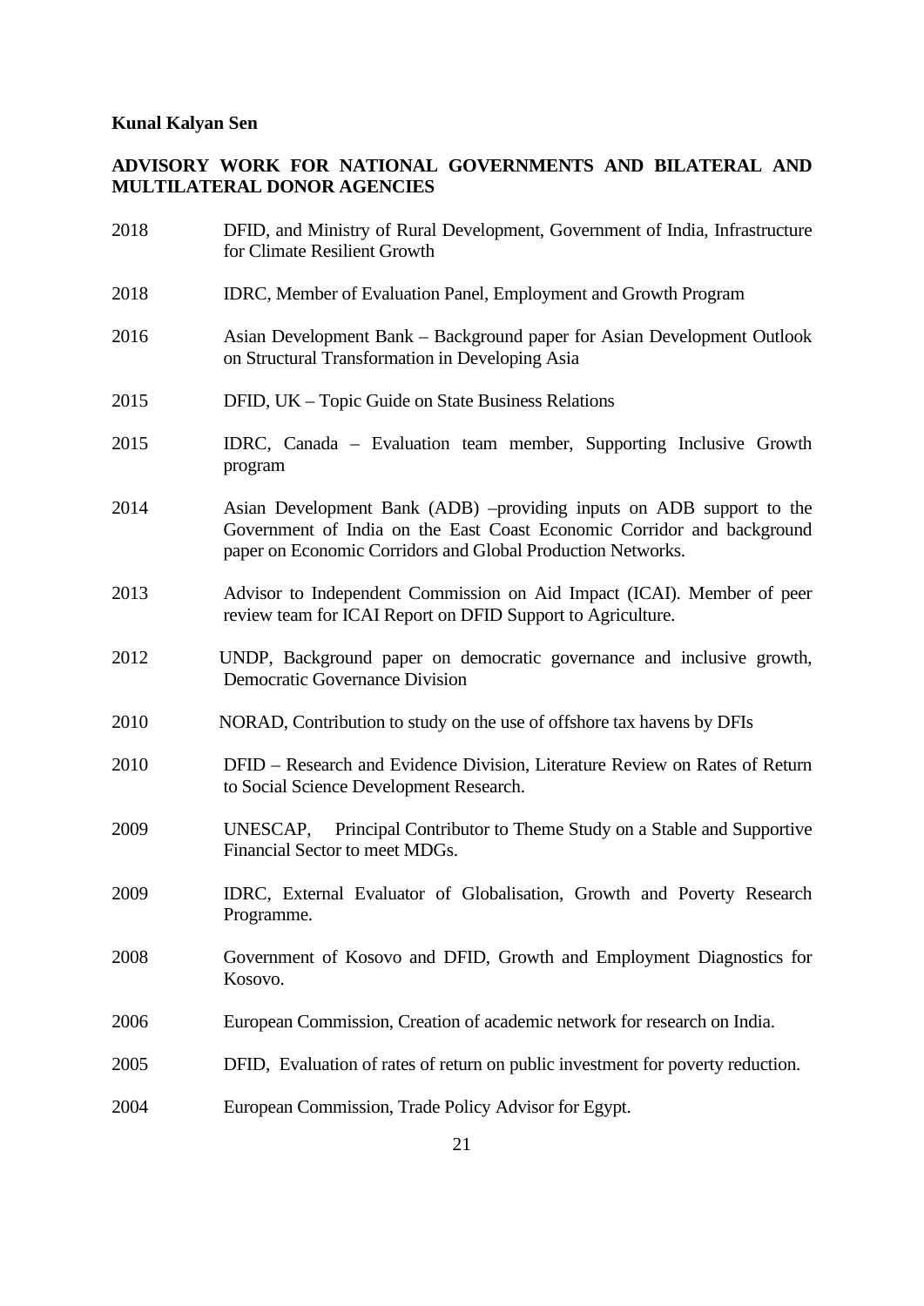**Kunal Kalyan Sen**

**ADVISORY WORK FOR NATIONAL GOVERNMENTS AND BILATERAL AND MULTILATERAL DONOR AGENCIES**

| | |
|---|---|
| 2018 | DFID, and Ministry of Rural Development, Government of India, Infrastructure for Climate Resilient Growth |
| 2018 | IDRC, Member of Evaluation Panel, Employment and Growth Program |
| 2016 | Asian Development Bank – Background paper for Asian Development Outlook on Structural Transformation in Developing Asia |
| 2015 | DFID, UK – Topic Guide on State Business Relations |
| 2015 | IDRC, Canada – Evaluation team member, Supporting Inclusive Growth program |
| 2014 | Asian Development Bank (ADB) –providing inputs on ADB support to the Government of India on the East Coast Economic Corridor and background paper on Economic Corridors and Global Production Networks. |
| 2013 | Advisor to Independent Commission on Aid Impact (ICAI). Member of peer review team for ICAI Report on DFID Support to Agriculture. |
| 2012 | UNDP, Background paper on democratic governance and inclusive growth, Democratic Governance Division |
| 2010 | NORAD, Contribution to study on the use of offshore tax havens by DFIs |
| 2010 | DFID – Research and Evidence Division, Literature Review on Rates of Return to Social Science Development Research. |
| 2009 | UNESCAP, Principal Contributor to Theme Study on a Stable and Supportive Financial Sector to meet MDGs. |
| 2009 | IDRC, External Evaluator of Globalisation, Growth and Poverty Research Programme. |
| 2008 | Government of Kosovo and DFID, Growth and Employment Diagnostics for Kosovo. |
| 2006 | European Commission, Creation of academic network for research on India. |
| 2005 | DFID, Evaluation of rates of return on public investment for poverty reduction. |
| 2004 | European Commission, Trade Policy Advisor for Egypt. |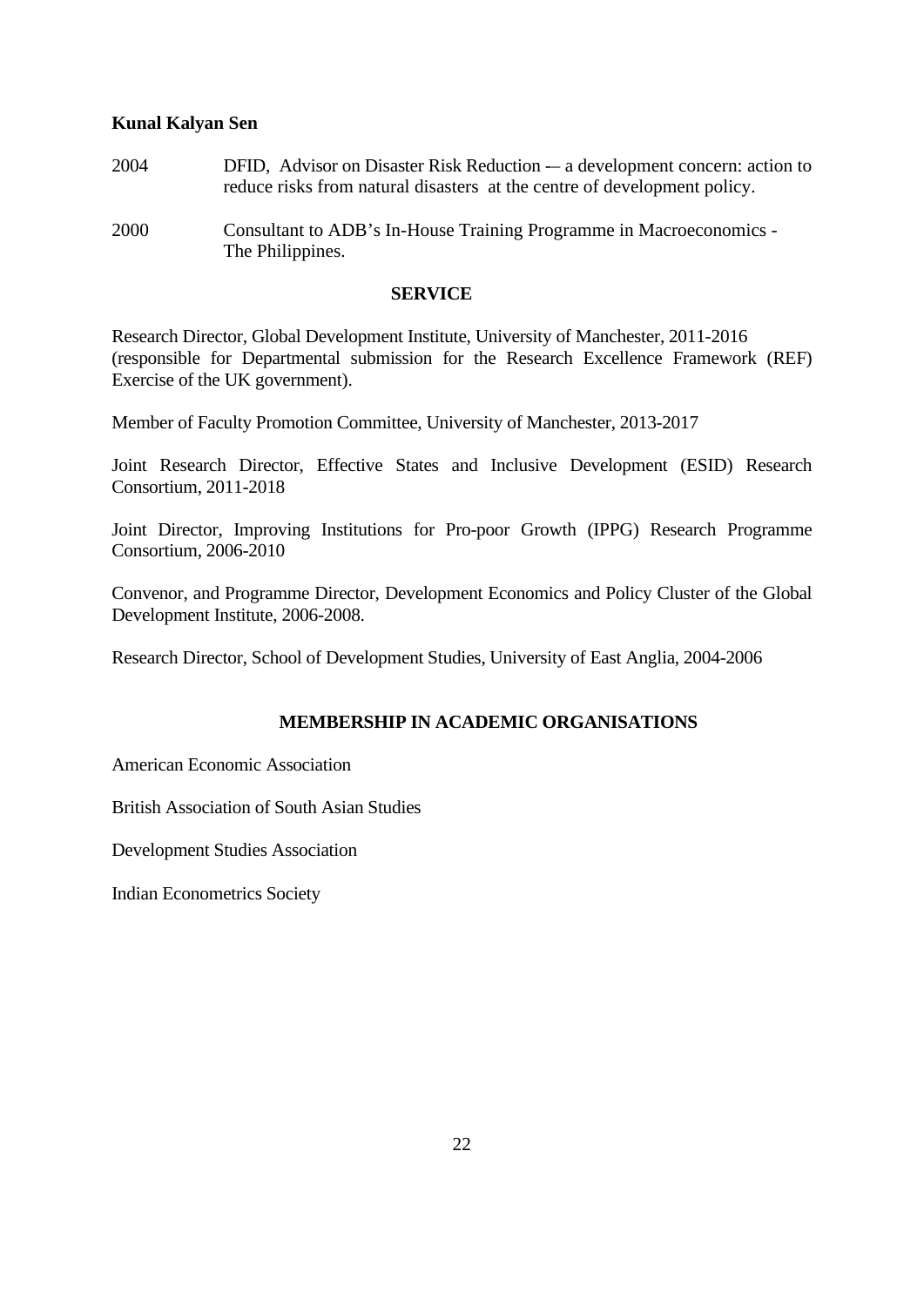**Kunal Kalyan Sen**

2004 DFID, Advisor on Disaster Risk Reduction -– a development concern: action to reduce risks from natural disasters at the centre of development policy.

2000 Consultant to ADB's In-House Training Programme in Macroeconomics - The Philippines.

## SERVICE

Research Director, Global Development Institute, University of Manchester, 2011-2016 (responsible for Departmental submission for the Research Excellence Framework (REF) Exercise of the UK government).

Member of Faculty Promotion Committee, University of Manchester, 2013-2017

Joint Research Director, Effective States and Inclusive Development (ESID) Research Consortium, 2011-2018

Joint Director, Improving Institutions for Pro-poor Growth (IPPG) Research Programme Consortium, 2006-2010

Convenor, and Programme Director, Development Economics and Policy Cluster of the Global Development Institute, 2006-2008.

Research Director, School of Development Studies, University of East Anglia, 2004-2006

## MEMBERSHIP IN ACADEMIC ORGANISATIONS

American Economic Association

British Association of South Asian Studies

Development Studies Association

Indian Econometrics Society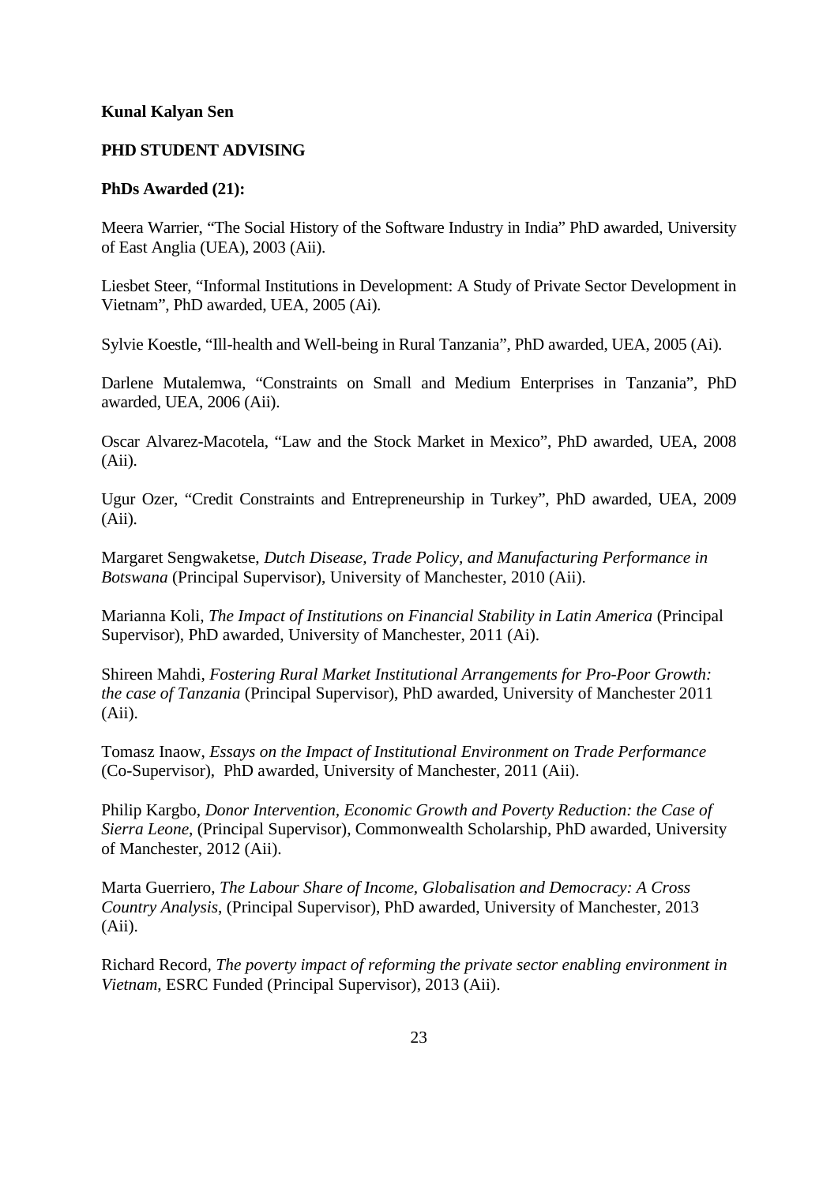**Kunal Kalyan Sen**

**PHD STUDENT ADVISING**

**PhDs Awarded (21):**

Meera Warrier, "The Social History of the Software Industry in India" PhD awarded, University of East Anglia (UEA), 2003 (Aii).

Liesbet Steer, "Informal Institutions in Development: A Study of Private Sector Development in Vietnam", PhD awarded, UEA, 2005 (Ai).

Sylvie Koestle, "Ill-health and Well-being in Rural Tanzania", PhD awarded, UEA, 2005 (Ai).

Darlene Mutalemwa, "Constraints on Small and Medium Enterprises in Tanzania", PhD awarded, UEA, 2006 (Aii).

Oscar Alvarez-Macotela, "Law and the Stock Market in Mexico", PhD awarded, UEA, 2008 (Aii).

Ugur Ozer, "Credit Constraints and Entrepreneurship in Turkey", PhD awarded, UEA, 2009 (Aii).

Margaret Sengwaketse, *Dutch Disease, Trade Policy, and Manufacturing Performance in Botswana* (Principal Supervisor), University of Manchester, 2010 (Aii).

Marianna Koli, *The Impact of Institutions on Financial Stability in Latin America* (Principal Supervisor), PhD awarded, University of Manchester, 2011 (Ai).

Shireen Mahdi, *Fostering Rural Market Institutional Arrangements for Pro-Poor Growth: the case of Tanzania* (Principal Supervisor), PhD awarded, University of Manchester 2011 (Aii).

Tomasz Inaow, *Essays on the Impact of Institutional Environment on Trade Performance* (Co-Supervisor), PhD awarded, University of Manchester, 2011 (Aii).

Philip Kargbo, *Donor Intervention, Economic Growth and Poverty Reduction: the Case of Sierra Leone*, (Principal Supervisor), Commonwealth Scholarship, PhD awarded, University of Manchester, 2012 (Aii).

Marta Guerriero, *The Labour Share of Income, Globalisation and Democracy: A Cross Country Analysis*, (Principal Supervisor), PhD awarded, University of Manchester, 2013 (Aii).

Richard Record, *The poverty impact of reforming the private sector enabling environment in Vietnam*, ESRC Funded (Principal Supervisor), 2013 (Aii).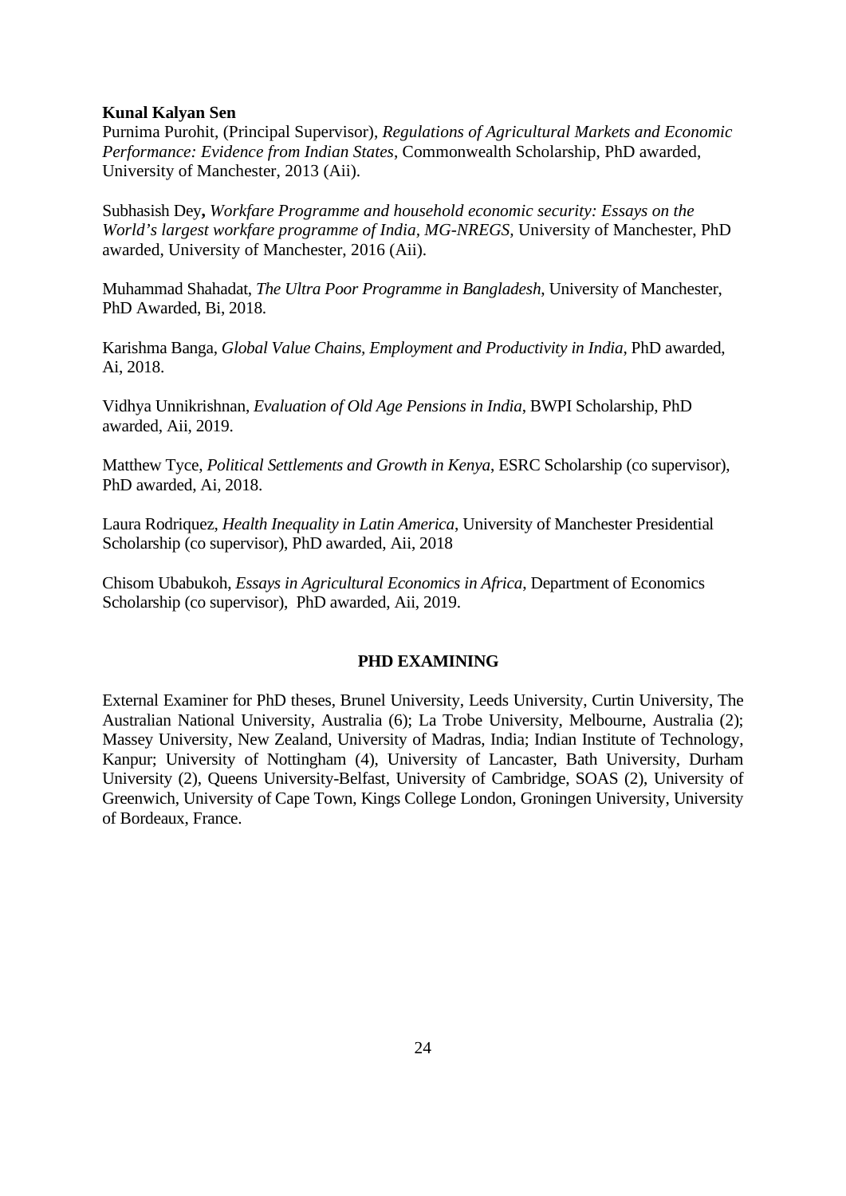**Kunal Kalyan Sen**

Purnima Purohit, (Principal Supervisor), *Regulations of Agricultural Markets and Economic Performance: Evidence from Indian States*, Commonwealth Scholarship, PhD awarded, University of Manchester, 2013 (Aii).

Subhasish Dey**,** *Workfare Programme and household economic security: Essays on the World's largest workfare programme of India, MG-NREGS*, University of Manchester, PhD awarded, University of Manchester, 2016 (Aii).

Muhammad Shahadat, *The Ultra Poor Programme in Bangladesh*, University of Manchester, PhD Awarded, Bi, 2018.

Karishma Banga, *Global Value Chains, Employment and Productivity in India*, PhD awarded, Ai, 2018.

Vidhya Unnikrishnan, *Evaluation of Old Age Pensions in India*, BWPI Scholarship, PhD awarded, Aii, 2019.

Matthew Tyce, *Political Settlements and Growth in Kenya*, ESRC Scholarship (co supervisor), PhD awarded, Ai, 2018.

Laura Rodriquez, *Health Inequality in Latin America*, University of Manchester Presidential Scholarship (co supervisor), PhD awarded, Aii, 2018

Chisom Ubabukoh, *Essays in Agricultural Economics in Africa*, Department of Economics Scholarship (co supervisor), PhD awarded, Aii, 2019.

## PHD EXAMINING

External Examiner for PhD theses, Brunel University, Leeds University, Curtin University, The Australian National University, Australia (6); La Trobe University, Melbourne, Australia (2); Massey University, New Zealand, University of Madras, India; Indian Institute of Technology, Kanpur; University of Nottingham (4), University of Lancaster, Bath University, Durham University (2), Queens University-Belfast, University of Cambridge, SOAS (2), University of Greenwich, University of Cape Town, Kings College London, Groningen University, University of Bordeaux, France.